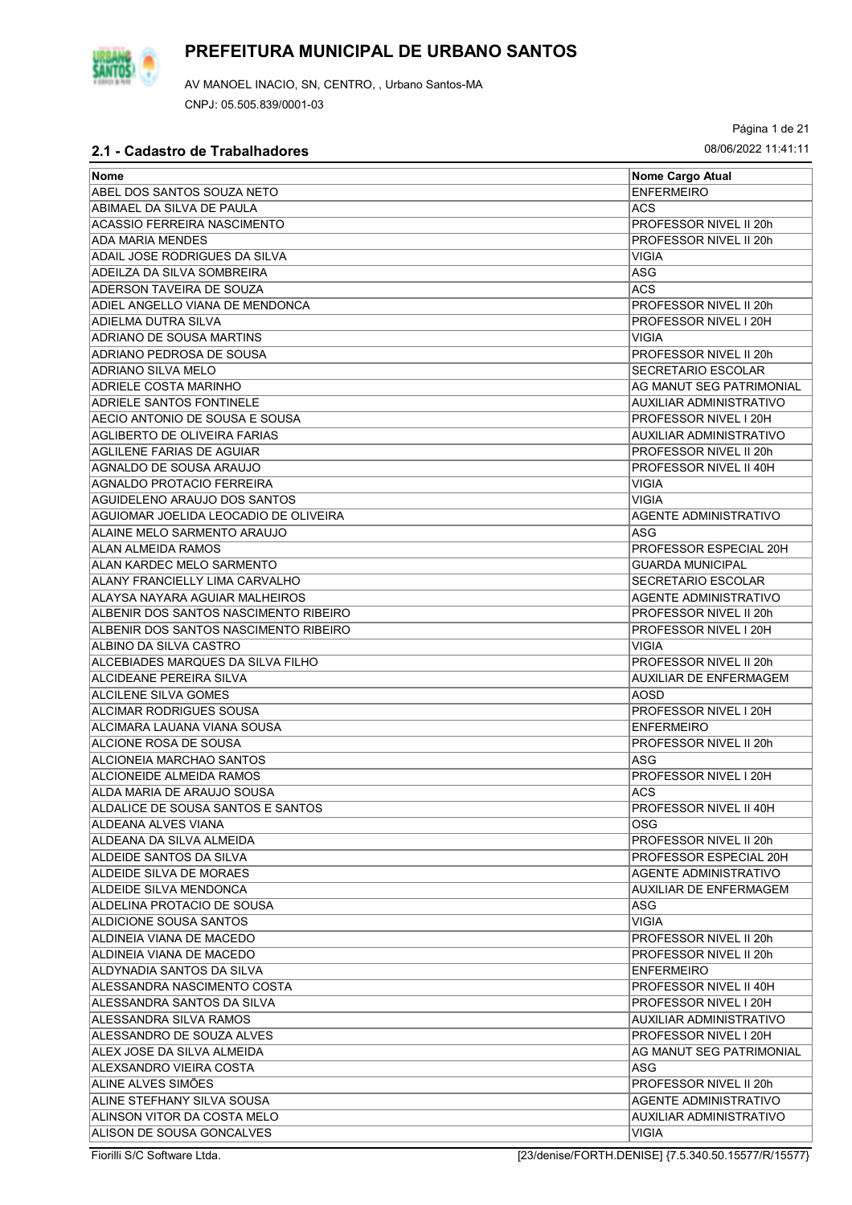# PREFEITURA MUNICIPAL DE URBANO SANTOS

AV MANOEL INACIO, SN, CENTRO, , Urbano Santos-MA

CNPJ: 05.505.839/0001-03

08/06/2022 11:41:11

## 2.1 - Cadastro de Trabalhadores

| Nome | Nome Cargo Atual |
|---|---|
| ABEL DOS SANTOS SOUZA NETO | ENFERMEIRO |
| ABIMAEL DA SILVA DE PAULA | ACS |
| ACASSIO FERREIRA NASCIMENTO | PROFESSOR NIVEL II 20h |
| ADA MARIA MENDES | PROFESSOR NIVEL II 20h |
| ADAIL JOSE RODRIGUES DA SILVA | VIGIA |
| ADEILZA DA SILVA SOMBREIRA | ASG |
| ADERSON TAVEIRA DE SOUZA | ACS |
| ADIEL ANGELLO VIANA DE MENDONCA | PROFESSOR NIVEL II 20h |
| ADIELMA DUTRA SILVA | PROFESSOR NIVEL I 20H |
| ADRIANO DE SOUSA MARTINS | VIGIA |
| ADRIANO PEDROSA DE SOUSA | PROFESSOR NIVEL II 20h |
| ADRIANO SILVA MELO | SECRETARIO ESCOLAR |
| ADRIELE COSTA MARINHO | AG MANUT SEG PATRIMONIAL |
| ADRIELE SANTOS FONTINELE | AUXILIAR ADMINISTRATIVO |
| AECIO ANTONIO DE SOUSA E SOUSA | PROFESSOR NIVEL I 20H |
| AGLIBERTO DE OLIVEIRA FARIAS | AUXILIAR ADMINISTRATIVO |
| AGLILENE FARIAS DE AGUIAR | PROFESSOR NIVEL II 20h |
| AGNALDO DE SOUSA ARAUJO | PROFESSOR NIVEL II 40H |
| AGNALDO PROTACIO FERREIRA | VIGIA |
| AGUIDELENO ARAUJO DOS SANTOS | VIGIA |
| AGUIOMAR JOELIDA LEOCADIO DE OLIVEIRA | AGENTE ADMINISTRATIVO |
| ALAINE MELO SARMENTO ARAUJO | ASG |
| ALAN ALMEIDA RAMOS | PROFESSOR ESPECIAL 20H |
| ALAN KARDEC MELO SARMENTO | GUARDA MUNICIPAL |
| ALANY FRANCIELLY LIMA CARVALHO | SECRETARIO ESCOLAR |
| ALAYSA NAYARA AGUIAR MALHEIROS | AGENTE ADMINISTRATIVO |
| ALBENIR DOS SANTOS NASCIMENTO RIBEIRO | PROFESSOR NIVEL II 20h |
| ALBENIR DOS SANTOS NASCIMENTO RIBEIRO | PROFESSOR NIVEL I 20H |
| ALBINO DA SILVA CASTRO | VIGIA |
| ALCEBIADES MARQUES DA SILVA FILHO | PROFESSOR NIVEL II 20h |
| ALCIDEANE PEREIRA SILVA | AUXILIAR DE ENFERMAGEM |
| ALCILENE SILVA GOMES | AOSD |
| ALCIMAR RODRIGUES SOUSA | PROFESSOR NIVEL I 20H |
| ALCIMARA LAUANA VIANA SOUSA | ENFERMEIRO |
| ALCIONE ROSA DE SOUSA | PROFESSOR NIVEL II 20h |
| ALCIONEIA MARCHAO SANTOS | ASG |
| ALCIONEIDE ALMEIDA RAMOS | PROFESSOR NIVEL I 20H |
| ALDA MARIA DE ARAUJO SOUSA | ACS |
| ALDALICE DE SOUSA SANTOS E SANTOS | PROFESSOR NIVEL II 40H |
| ALDEANA ALVES VIANA | OSG |
| ALDEANA DA SILVA ALMEIDA | PROFESSOR NIVEL II 20h |
| ALDEIDE SANTOS DA SILVA | PROFESSOR ESPECIAL 20H |
| ALDEIDE SILVA DE MORAES | AGENTE ADMINISTRATIVO |
| ALDEIDE SILVA MENDONCA | AUXILIAR DE ENFERMAGEM |
| ALDELINA PROTACIO DE SOUSA | ASG |
| ALDICIONE SOUSA SANTOS | VIGIA |
| ALDINEIA VIANA DE MACEDO | PROFESSOR NIVEL II 20h |
| ALDINEIA VIANA DE MACEDO | PROFESSOR NIVEL II 20h |
| ALDYNADIA SANTOS DA SILVA | ENFERMEIRO |
| ALESSANDRA NASCIMENTO COSTA | PROFESSOR NIVEL II 40H |
| ALESSANDRA SANTOS DA SILVA | PROFESSOR NIVEL I 20H |
| ALESSANDRA SILVA RAMOS | AUXILIAR ADMINISTRATIVO |
| ALESSANDRO DE SOUZA ALVES | PROFESSOR NIVEL I 20H |
| ALEX JOSE DA SILVA ALMEIDA | AG MANUT SEG PATRIMONIAL |
| ALEXSANDRO VIEIRA COSTA | ASG |
| ALINE ALVES SIMÕES | PROFESSOR NIVEL II 20h |
| ALINE STEFHANY SILVA SOUSA | AGENTE ADMINISTRATIVO |
| ALINSON VITOR DA COSTA MELO | AUXILIAR ADMINISTRATIVO |
| ALISON DE SOUSA GONCALVES | VIGIA |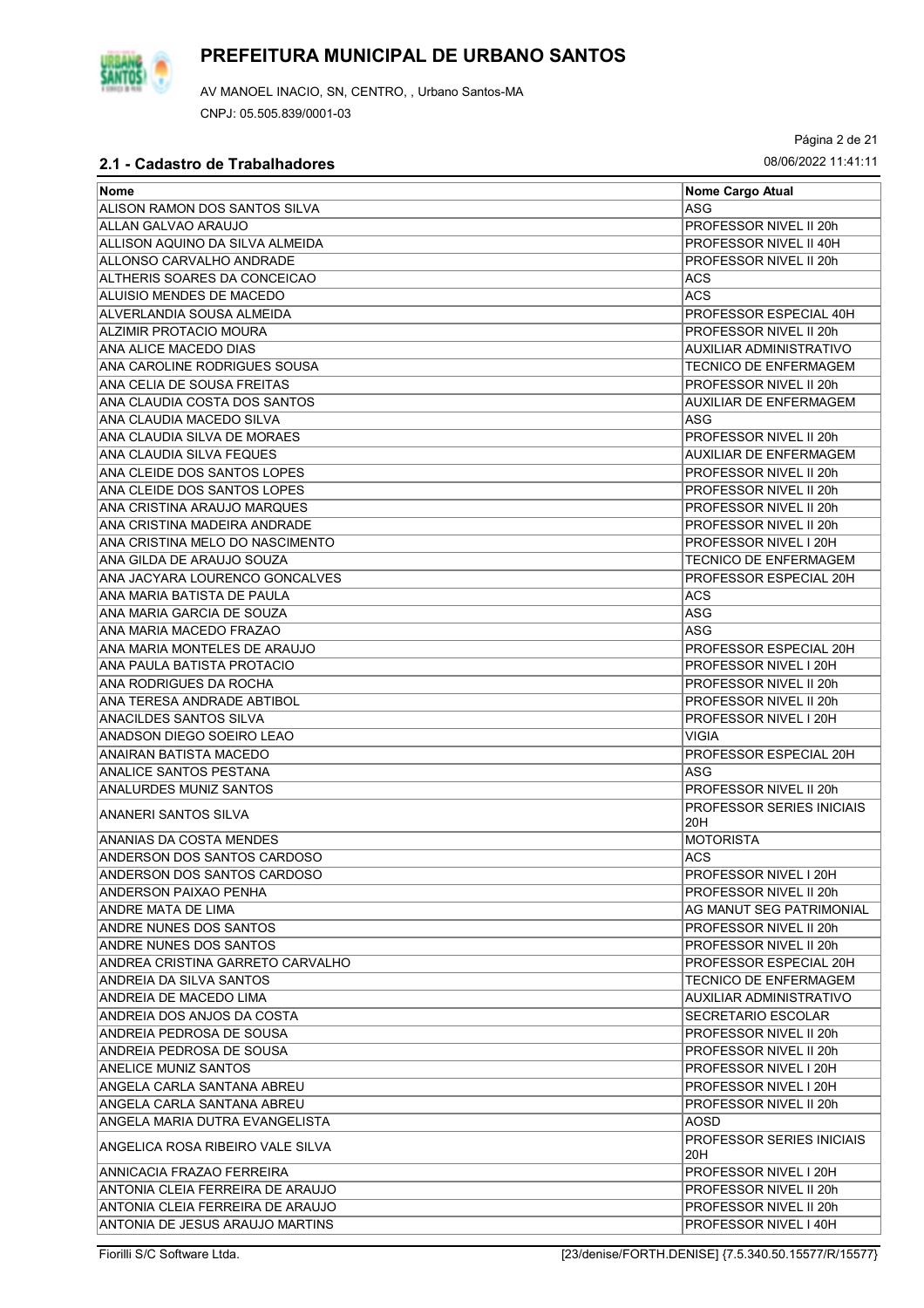# PREFEITURA MUNICIPAL DE URBANO SANTOS

AV MANOEL INACIO, SN, CENTRO, , Urbano Santos-MA

CNPJ: 05.505.839/0001-03

## 2.1 - Cadastro de Trabalhadores

08/06/2022 11:41:11

| Nome | Nome Cargo Atual |
|---|---|
| ALISON RAMON DOS SANTOS SILVA | ASG |
| ALLAN GALVAO ARAUJO | PROFESSOR NIVEL II 20h |
| ALLISON AQUINO DA SILVA ALMEIDA | PROFESSOR NIVEL II 40H |
| ALLONSO CARVALHO ANDRADE | PROFESSOR NIVEL II 20h |
| ALTHERIS SOARES DA CONCEICAO | ACS |
| ALUISIO MENDES DE MACEDO | ACS |
| ALVERLANDIA SOUSA ALMEIDA | PROFESSOR ESPECIAL 40H |
| ALZIMIR PROTACIO MOURA | PROFESSOR NIVEL II 20h |
| ANA ALICE MACEDO DIAS | AUXILIAR ADMINISTRATIVO |
| ANA CAROLINE RODRIGUES SOUSA | TECNICO DE ENFERMAGEM |
| ANA CELIA DE SOUSA FREITAS | PROFESSOR NIVEL II 20h |
| ANA CLAUDIA COSTA DOS SANTOS | AUXILIAR DE ENFERMAGEM |
| ANA CLAUDIA MACEDO SILVA | ASG |
| ANA CLAUDIA SILVA DE MORAES | PROFESSOR NIVEL II 20h |
| ANA CLAUDIA SILVA FEQUES | AUXILIAR DE ENFERMAGEM |
| ANA CLEIDE DOS SANTOS LOPES | PROFESSOR NIVEL II 20h |
| ANA CLEIDE DOS SANTOS LOPES | PROFESSOR NIVEL II 20h |
| ANA CRISTINA ARAUJO MARQUES | PROFESSOR NIVEL II 20h |
| ANA CRISTINA MADEIRA ANDRADE | PROFESSOR NIVEL II 20h |
| ANA CRISTINA MELO DO NASCIMENTO | PROFESSOR NIVEL I 20H |
| ANA GILDA DE ARAUJO SOUZA | TECNICO DE ENFERMAGEM |
| ANA JACYARA LOURENCO GONCALVES | PROFESSOR ESPECIAL 20H |
| ANA MARIA BATISTA DE PAULA | ACS |
| ANA MARIA GARCIA DE SOUZA | ASG |
| ANA MARIA MACEDO FRAZAO | ASG |
| ANA MARIA MONTELES DE ARAUJO | PROFESSOR ESPECIAL 20H |
| ANA PAULA BATISTA PROTACIO | PROFESSOR NIVEL I 20H |
| ANA RODRIGUES DA ROCHA | PROFESSOR NIVEL II 20h |
| ANA TERESA ANDRADE ABTIBOL | PROFESSOR NIVEL II 20h |
| ANACILDES SANTOS SILVA | PROFESSOR NIVEL I 20H |
| ANADSON DIEGO SOEIRO LEAO | VIGIA |
| ANAIRAN BATISTA MACEDO | PROFESSOR ESPECIAL 20H |
| ANALICE SANTOS PESTANA | ASG |
| ANALURDES MUNIZ SANTOS | PROFESSOR NIVEL II 20h |
| ANANERI SANTOS SILVA | PROFESSOR SERIES INICIAIS 20H |
| ANANIAS DA COSTA MENDES | MOTORISTA |
| ANDERSON DOS SANTOS CARDOSO | ACS |
| ANDERSON DOS SANTOS CARDOSO | PROFESSOR NIVEL I 20H |
| ANDERSON PAIXAO PENHA | PROFESSOR NIVEL II 20h |
| ANDRE MATA DE LIMA | AG MANUT SEG PATRIMONIAL |
| ANDRE NUNES DOS SANTOS | PROFESSOR NIVEL II 20h |
| ANDRE NUNES DOS SANTOS | PROFESSOR NIVEL II 20h |
| ANDREA CRISTINA GARRETO CARVALHO | PROFESSOR ESPECIAL 20H |
| ANDREIA DA SILVA SANTOS | TECNICO DE ENFERMAGEM |
| ANDREIA DE MACEDO LIMA | AUXILIAR ADMINISTRATIVO |
| ANDREIA DOS ANJOS DA COSTA | SECRETARIO ESCOLAR |
| ANDREIA PEDROSA DE SOUSA | PROFESSOR NIVEL II 20h |
| ANDREIA PEDROSA DE SOUSA | PROFESSOR NIVEL II 20h |
| ANELICE MUNIZ SANTOS | PROFESSOR NIVEL I 20H |
| ANGELA CARLA SANTANA ABREU | PROFESSOR NIVEL I 20H |
| ANGELA CARLA SANTANA ABREU | PROFESSOR NIVEL II 20h |
| ANGELA MARIA DUTRA EVANGELISTA | AOSD |
| ANGELICA ROSA RIBEIRO VALE SILVA | PROFESSOR SERIES INICIAIS 20H |
| ANNICACIA FRAZAO FERREIRA | PROFESSOR NIVEL I 20H |
| ANTONIA CLEIA FERREIRA DE ARAUJO | PROFESSOR NIVEL II 20h |
| ANTONIA CLEIA FERREIRA DE ARAUJO | PROFESSOR NIVEL II 20h |
| ANTONIA DE JESUS ARAUJO MARTINS | PROFESSOR NIVEL I 40H |

Fiorilli S/C Software Ltda. [23/denise/FORTH.DENISE] {7.5.340.50.15577/R/15577}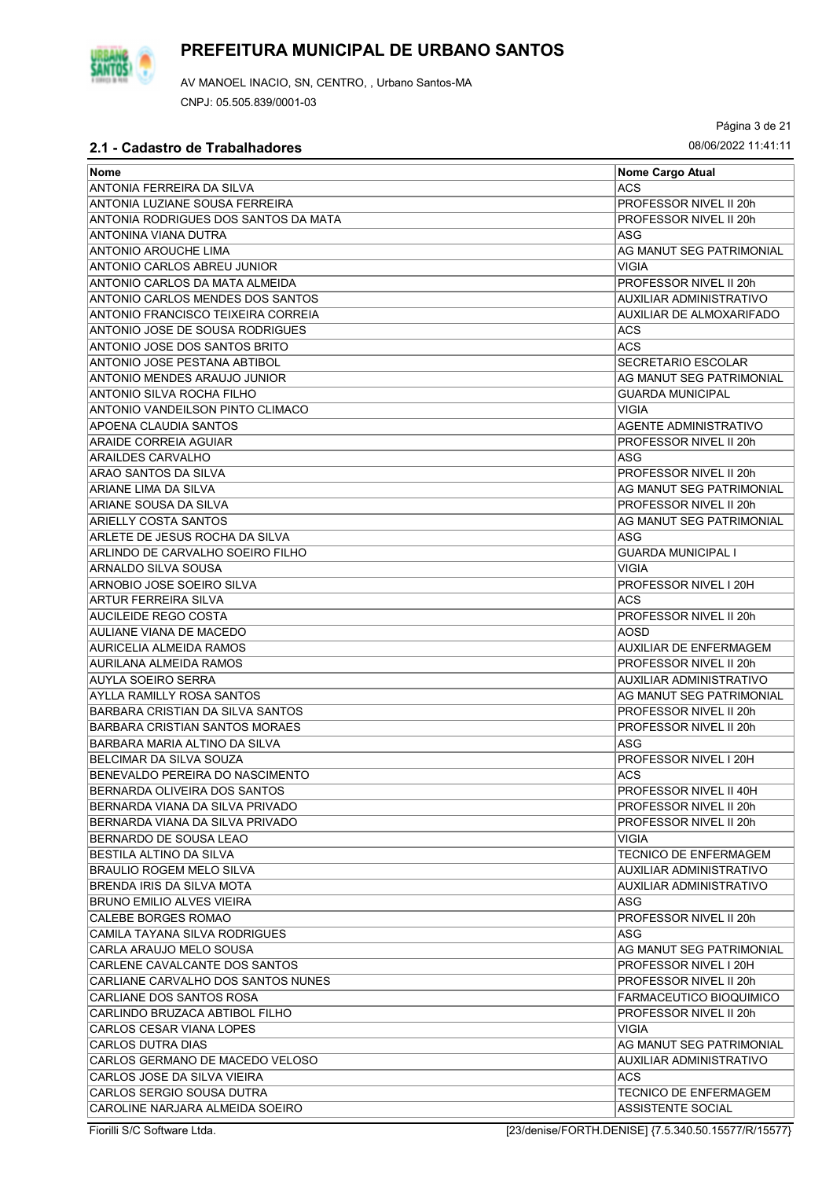# PREFEITURA MUNICIPAL DE URBANO SANTOS

AV MANOEL INACIO, SN, CENTRO, , Urbano Santos-MA

CNPJ: 05.505.839/0001-03

## 2.1 - Cadastro de Trabalhadores

08/06/2022 11:41:11

| Nome | Nome Cargo Atual |
|---|---|
| ANTONIA FERREIRA DA SILVA | ACS |
| ANTONIA LUZIANE SOUSA FERREIRA | PROFESSOR NIVEL II 20h |
| ANTONIA RODRIGUES DOS SANTOS DA MATA | PROFESSOR NIVEL II 20h |
| ANTONINA VIANA DUTRA | ASG |
| ANTONIO AROUCHE LIMA | AG MANUT SEG PATRIMONIAL |
| ANTONIO CARLOS ABREU JUNIOR | VIGIA |
| ANTONIO CARLOS DA MATA ALMEIDA | PROFESSOR NIVEL II 20h |
| ANTONIO CARLOS MENDES DOS SANTOS | AUXILIAR ADMINISTRATIVO |
| ANTONIO FRANCISCO TEIXEIRA CORREIA | AUXILIAR DE ALMOXARIFADO |
| ANTONIO JOSE DE SOUSA RODRIGUES | ACS |
| ANTONIO JOSE DOS SANTOS BRITO | ACS |
| ANTONIO JOSE PESTANA ABTIBOL | SECRETARIO ESCOLAR |
| ANTONIO MENDES ARAUJO JUNIOR | AG MANUT SEG PATRIMONIAL |
| ANTONIO SILVA ROCHA FILHO | GUARDA MUNICIPAL |
| ANTONIO VANDEILSON PINTO CLIMACO | VIGIA |
| APOENA CLAUDIA SANTOS | AGENTE ADMINISTRATIVO |
| ARAIDE CORREIA AGUIAR | PROFESSOR NIVEL II 20h |
| ARAILDES CARVALHO | ASG |
| ARAO SANTOS DA SILVA | PROFESSOR NIVEL II 20h |
| ARIANE LIMA DA SILVA | AG MANUT SEG PATRIMONIAL |
| ARIANE SOUSA DA SILVA | PROFESSOR NIVEL II 20h |
| ARIELLY COSTA SANTOS | AG MANUT SEG PATRIMONIAL |
| ARLETE DE JESUS ROCHA DA SILVA | ASG |
| ARLINDO DE CARVALHO SOEIRO FILHO | GUARDA MUNICIPAL I |
| ARNALDO SILVA SOUSA | VIGIA |
| ARNOBIO JOSE SOEIRO SILVA | PROFESSOR NIVEL I 20H |
| ARTUR FERREIRA SILVA | ACS |
| AUCILEIDE REGO COSTA | PROFESSOR NIVEL II 20h |
| AULIANE VIANA DE MACEDO | AOSD |
| AURICELIA ALMEIDA RAMOS | AUXILIAR DE ENFERMAGEM |
| AURILANA ALMEIDA RAMOS | PROFESSOR NIVEL II 20h |
| AUYLA SOEIRO SERRA | AUXILIAR ADMINISTRATIVO |
| AYLLA RAMILLY ROSA SANTOS | AG MANUT SEG PATRIMONIAL |
| BARBARA CRISTIAN DA SILVA SANTOS | PROFESSOR NIVEL II 20h |
| BARBARA CRISTIAN SANTOS MORAES | PROFESSOR NIVEL II 20h |
| BARBARA MARIA ALTINO DA SILVA | ASG |
| BELCIMAR DA SILVA SOUZA | PROFESSOR NIVEL I 20H |
| BENEVALDO PEREIRA DO NASCIMENTO | ACS |
| BERNARDA OLIVEIRA DOS SANTOS | PROFESSOR NIVEL II 40H |
| BERNARDA VIANA DA SILVA PRIVADO | PROFESSOR NIVEL II 20h |
| BERNARDA VIANA DA SILVA PRIVADO | PROFESSOR NIVEL II 20h |
| BERNARDO DE SOUSA LEAO | VIGIA |
| BESTILA ALTINO DA SILVA | TECNICO DE ENFERMAGEM |
| BRAULIO ROGEM MELO SILVA | AUXILIAR ADMINISTRATIVO |
| BRENDA IRIS DA SILVA MOTA | AUXILIAR ADMINISTRATIVO |
| BRUNO EMILIO ALVES VIEIRA | ASG |
| CALEBE BORGES ROMAO | PROFESSOR NIVEL II 20h |
| CAMILA TAYANA SILVA RODRIGUES | ASG |
| CARLA ARAUJO MELO SOUSA | AG MANUT SEG PATRIMONIAL |
| CARLENE CAVALCANTE DOS SANTOS | PROFESSOR NIVEL I 20H |
| CARLIANE CARVALHO DOS SANTOS NUNES | PROFESSOR NIVEL II 20h |
| CARLIANE DOS SANTOS ROSA | FARMACEUTICO BIOQUIMICO |
| CARLINDO BRUZACA ABTIBOL FILHO | PROFESSOR NIVEL II 20h |
| CARLOS CESAR VIANA LOPES | VIGIA |
| CARLOS DUTRA DIAS | AG MANUT SEG PATRIMONIAL |
| CARLOS GERMANO DE MACEDO VELOSO | AUXILIAR ADMINISTRATIVO |
| CARLOS JOSE DA SILVA VIEIRA | ACS |
| CARLOS SERGIO SOUSA DUTRA | TECNICO DE ENFERMAGEM |
| CAROLINE NARJARA ALMEIDA SOEIRO | ASSISTENTE SOCIAL |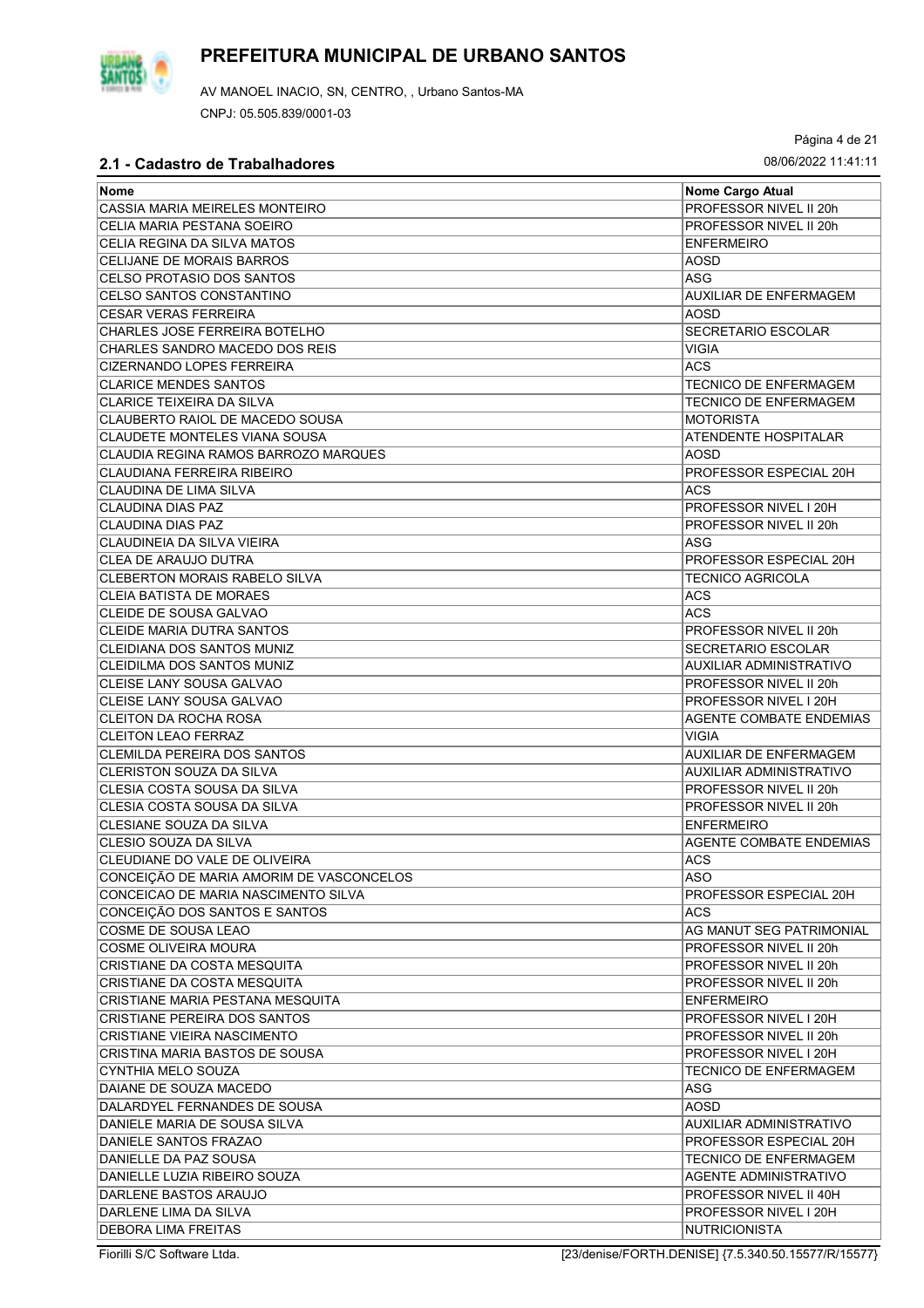# PREFEITURA MUNICIPAL DE URBANO SANTOS

AV MANOEL INACIO, SN, CENTRO, , Urbano Santos-MA

CNPJ: 05.505.839/0001-03

## 2.1 - Cadastro de Trabalhadores

08/06/2022 11:41:11

| Nome | Nome Cargo Atual |
|---|---|
| CASSIA MARIA MEIRELES MONTEIRO | PROFESSOR NIVEL II 20h |
| CELIA MARIA PESTANA SOEIRO | PROFESSOR NIVEL II 20h |
| CELIA REGINA DA SILVA MATOS | ENFERMEIRO |
| CELIJANE DE MORAIS BARROS | AOSD |
| CELSO PROTASIO DOS SANTOS | ASG |
| CELSO SANTOS CONSTANTINO | AUXILIAR DE ENFERMAGEM |
| CESAR VERAS FERREIRA | AOSD |
| CHARLES JOSE FERREIRA BOTELHO | SECRETARIO ESCOLAR |
| CHARLES SANDRO MACEDO DOS REIS | VIGIA |
| CIZERNANDO LOPES FERREIRA | ACS |
| CLARICE MENDES SANTOS | TECNICO DE ENFERMAGEM |
| CLARICE TEIXEIRA DA SILVA | TECNICO DE ENFERMAGEM |
| CLAUBERTO RAIOL DE MACEDO SOUSA | MOTORISTA |
| CLAUDETE MONTELES VIANA SOUSA | ATENDENTE HOSPITALAR |
| CLAUDIA REGINA RAMOS BARROZO MARQUES | AOSD |
| CLAUDIANA FERREIRA RIBEIRO | PROFESSOR ESPECIAL 20H |
| CLAUDINA DE LIMA SILVA | ACS |
| CLAUDINA DIAS PAZ | PROFESSOR NIVEL I 20H |
| CLAUDINA DIAS PAZ | PROFESSOR NIVEL II 20h |
| CLAUDINEIA DA SILVA VIEIRA | ASG |
| CLEA DE ARAUJO DUTRA | PROFESSOR ESPECIAL 20H |
| CLEBERTON MORAIS RABELO SILVA | TECNICO AGRICOLA |
| CLEIA BATISTA DE MORAES | ACS |
| CLEIDE DE SOUSA GALVAO | ACS |
| CLEIDE MARIA DUTRA SANTOS | PROFESSOR NIVEL II 20h |
| CLEIDIANA DOS SANTOS MUNIZ | SECRETARIO ESCOLAR |
| CLEIDILMA DOS SANTOS MUNIZ | AUXILIAR ADMINISTRATIVO |
| CLEISE LANY SOUSA GALVAO | PROFESSOR NIVEL II 20h |
| CLEISE LANY SOUSA GALVAO | PROFESSOR NIVEL I 20H |
| CLEITON DA ROCHA ROSA | AGENTE COMBATE ENDEMIAS |
| CLEITON LEAO FERRAZ | VIGIA |
| CLEMILDA PEREIRA DOS SANTOS | AUXILIAR DE ENFERMAGEM |
| CLERISTON SOUZA DA SILVA | AUXILIAR ADMINISTRATIVO |
| CLESIA COSTA SOUSA DA SILVA | PROFESSOR NIVEL II 20h |
| CLESIA COSTA SOUSA DA SILVA | PROFESSOR NIVEL II 20h |
| CLESIANE SOUZA DA SILVA | ENFERMEIRO |
| CLESIO SOUZA DA SILVA | AGENTE COMBATE ENDEMIAS |
| CLEUDIANE DO VALE DE OLIVEIRA | ACS |
| CONCEIÇÃO DE MARIA AMORIM DE VASCONCELOS | ASO |
| CONCEICAO DE MARIA NASCIMENTO SILVA | PROFESSOR ESPECIAL 20H |
| CONCEIÇÃO DOS SANTOS E SANTOS | ACS |
| COSME DE SOUSA LEAO | AG MANUT SEG PATRIMONIAL |
| COSME OLIVEIRA MOURA | PROFESSOR NIVEL II 20h |
| CRISTIANE DA COSTA MESQUITA | PROFESSOR NIVEL II 20h |
| CRISTIANE DA COSTA MESQUITA | PROFESSOR NIVEL II 20h |
| CRISTIANE MARIA PESTANA MESQUITA | ENFERMEIRO |
| CRISTIANE PEREIRA DOS SANTOS | PROFESSOR NIVEL I 20H |
| CRISTIANE VIEIRA NASCIMENTO | PROFESSOR NIVEL II 20h |
| CRISTINA MARIA BASTOS DE SOUSA | PROFESSOR NIVEL I 20H |
| CYNTHIA MELO SOUZA | TECNICO DE ENFERMAGEM |
| DAIANE DE SOUZA MACEDO | ASG |
| DALARDYEL FERNANDES DE SOUSA | AOSD |
| DANIELE MARIA DE SOUSA SILVA | AUXILIAR ADMINISTRATIVO |
| DANIELE SANTOS FRAZAO | PROFESSOR ESPECIAL 20H |
| DANIELLE DA PAZ SOUSA | TECNICO DE ENFERMAGEM |
| DANIELLE LUZIA RIBEIRO SOUZA | AGENTE ADMINISTRATIVO |
| DARLENE BASTOS ARAUJO | PROFESSOR NIVEL II 40H |
| DARLENE LIMA DA SILVA | PROFESSOR NIVEL I 20H |
| DEBORA LIMA FREITAS | NUTRICIONISTA |

Fiorilli S/C Software Ltda. [23/denise/FORTH.DENISE] {7.5.340.50.15577/R/15577}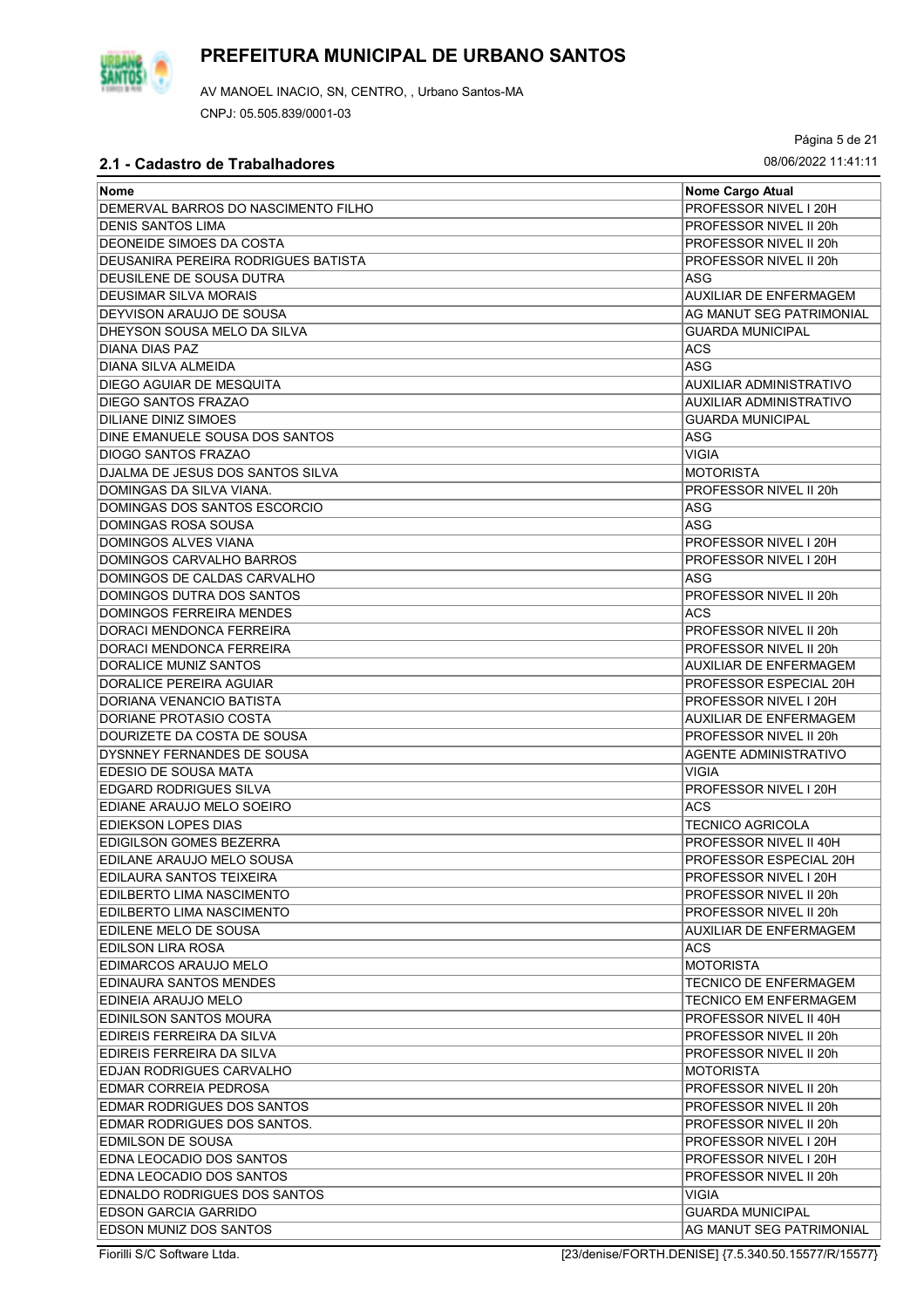# PREFEITURA MUNICIPAL DE URBANO SANTOS

AV MANOEL INACIO, SN, CENTRO, , Urbano Santos-MA

CNPJ: 05.505.839/0001-03

08/06/2022 11:41:11

## 2.1 - Cadastro de Trabalhadores

| Nome | Nome Cargo Atual |
|---|---|
| DEMERVAL BARROS DO NASCIMENTO FILHO | PROFESSOR NIVEL I 20H |
| DENIS SANTOS LIMA | PROFESSOR NIVEL II 20h |
| DEONEIDE SIMOES DA COSTA | PROFESSOR NIVEL II 20h |
| DEUSANIRA PEREIRA RODRIGUES BATISTA | PROFESSOR NIVEL II 20h |
| DEUSILENE DE SOUSA DUTRA | ASG |
| DEUSIMAR SILVA MORAIS | AUXILIAR DE ENFERMAGEM |
| DEYVISON ARAUJO DE SOUSA | AG MANUT SEG PATRIMONIAL |
| DHEYSON SOUSA MELO DA SILVA | GUARDA MUNICIPAL |
| DIANA DIAS PAZ | ACS |
| DIANA SILVA ALMEIDA | ASG |
| DIEGO AGUIAR DE MESQUITA | AUXILIAR ADMINISTRATIVO |
| DIEGO SANTOS FRAZAO | AUXILIAR ADMINISTRATIVO |
| DILIANE DINIZ SIMOES | GUARDA MUNICIPAL |
| DINE EMANUELE SOUSA DOS SANTOS | ASG |
| DIOGO SANTOS FRAZAO | VIGIA |
| DJALMA DE JESUS DOS SANTOS SILVA | MOTORISTA |
| DOMINGAS DA SILVA VIANA. | PROFESSOR NIVEL II 20h |
| DOMINGAS DOS SANTOS ESCORCIO | ASG |
| DOMINGAS ROSA SOUSA | ASG |
| DOMINGOS ALVES VIANA | PROFESSOR NIVEL I 20H |
| DOMINGOS CARVALHO BARROS | PROFESSOR NIVEL I 20H |
| DOMINGOS DE CALDAS CARVALHO | ASG |
| DOMINGOS DUTRA DOS SANTOS | PROFESSOR NIVEL II 20h |
| DOMINGOS FERREIRA MENDES | ACS |
| DORACI MENDONCA FERREIRA | PROFESSOR NIVEL II 20h |
| DORACI MENDONCA FERREIRA | PROFESSOR NIVEL II 20h |
| DORALICE MUNIZ SANTOS | AUXILIAR DE ENFERMAGEM |
| DORALICE PEREIRA AGUIAR | PROFESSOR ESPECIAL 20H |
| DORIANA VENANCIO BATISTA | PROFESSOR NIVEL I 20H |
| DORIANE PROTASIO COSTA | AUXILIAR DE ENFERMAGEM |
| DOURIZETE DA COSTA DE SOUSA | PROFESSOR NIVEL II 20h |
| DYSNNEY FERNANDES DE SOUSA | AGENTE ADMINISTRATIVO |
| EDESIO DE SOUSA MATA | VIGIA |
| EDGARD RODRIGUES SILVA | PROFESSOR NIVEL I 20H |
| EDIANE ARAUJO MELO SOEIRO | ACS |
| EDIEKSON LOPES DIAS | TECNICO AGRICOLA |
| EDIGILSON GOMES BEZERRA | PROFESSOR NIVEL II 40H |
| EDILANE ARAUJO MELO SOUSA | PROFESSOR ESPECIAL 20H |
| EDILAURA SANTOS TEIXEIRA | PROFESSOR NIVEL I 20H |
| EDILBERTO LIMA NASCIMENTO | PROFESSOR NIVEL II 20h |
| EDILBERTO LIMA NASCIMENTO | PROFESSOR NIVEL II 20h |
| EDILENE MELO DE SOUSA | AUXILIAR DE ENFERMAGEM |
| EDILSON LIRA ROSA | ACS |
| EDIMARCOS ARAUJO MELO | MOTORISTA |
| EDINAURA SANTOS MENDES | TECNICO DE ENFERMAGEM |
| EDINEIA ARAUJO MELO | TECNICO EM ENFERMAGEM |
| EDINILSON SANTOS MOURA | PROFESSOR NIVEL II 40H |
| EDIREIS FERREIRA DA SILVA | PROFESSOR NIVEL II 20h |
| EDIREIS FERREIRA DA SILVA | PROFESSOR NIVEL II 20h |
| EDJAN RODRIGUES CARVALHO | MOTORISTA |
| EDMAR CORREIA PEDROSA | PROFESSOR NIVEL II 20h |
| EDMAR RODRIGUES DOS SANTOS | PROFESSOR NIVEL II 20h |
| EDMAR RODRIGUES DOS SANTOS. | PROFESSOR NIVEL II 20h |
| EDMILSON DE SOUSA | PROFESSOR NIVEL I 20H |
| EDNA LEOCADIO DOS SANTOS | PROFESSOR NIVEL I 20H |
| EDNA LEOCADIO DOS SANTOS | PROFESSOR NIVEL II 20h |
| EDNALDO RODRIGUES DOS SANTOS | VIGIA |
| EDSON GARCIA GARRIDO | GUARDA MUNICIPAL |
| EDSON MUNIZ DOS SANTOS | AG MANUT SEG PATRIMONIAL |

Fiorilli S/C Software Ltda. [23/denise/FORTH.DENISE] {7.5.340.50.15577/R/15577}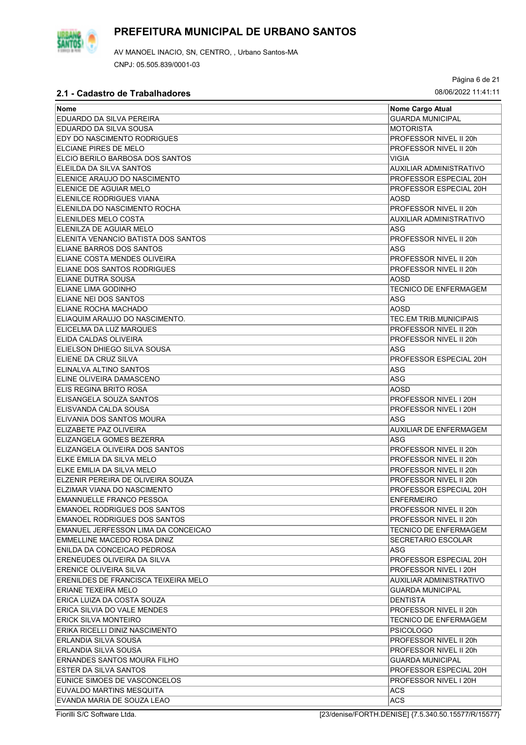# PREFEITURA MUNICIPAL DE URBANO SANTOS

AV MANOEL INACIO, SN, CENTRO, , Urbano Santos-MA

CNPJ: 05.505.839/0001-03

## 2.1 - Cadastro de Trabalhadores

08/06/2022 11:41:11

| Nome | Nome Cargo Atual |
|---|---|
| EDUARDO DA SILVA PEREIRA | GUARDA MUNICIPAL |
| EDUARDO DA SILVA SOUSA | MOTORISTA |
| EDY DO NASCIMENTO RODRIGUES | PROFESSOR NIVEL II 20h |
| ELCIANE PIRES DE MELO | PROFESSOR NIVEL II 20h |
| ELCIO BERILO BARBOSA DOS SANTOS | VIGIA |
| ELEILDA DA SILVA SANTOS | AUXILIAR ADMINISTRATIVO |
| ELENICE ARAUJO DO NASCIMENTO | PROFESSOR ESPECIAL 20H |
| ELENICE DE AGUIAR MELO | PROFESSOR ESPECIAL 20H |
| ELENILCE RODRIGUES VIANA | AOSD |
| ELENILDA DO NASCIMENTO ROCHA | PROFESSOR NIVEL II 20h |
| ELENILDES MELO COSTA | AUXILIAR ADMINISTRATIVO |
| ELENILZA DE AGUIAR MELO | ASG |
| ELENITA VENANCIO BATISTA DOS SANTOS | PROFESSOR NIVEL II 20h |
| ELIANE BARROS DOS SANTOS | ASG |
| ELIANE COSTA MENDES OLIVEIRA | PROFESSOR NIVEL II 20h |
| ELIANE DOS SANTOS RODRIGUES | PROFESSOR NIVEL II 20h |
| ELIANE DUTRA SOUSA | AOSD |
| ELIANE LIMA GODINHO | TECNICO DE ENFERMAGEM |
| ELIANE NEI DOS SANTOS | ASG |
| ELIANE ROCHA MACHADO | AOSD |
| ELIAQUIM ARAUJO DO NASCIMENTO. | TEC.EM TRIB.MUNICIPAIS |
| ELICELMA DA LUZ MARQUES | PROFESSOR NIVEL II 20h |
| ELIDA CALDAS OLIVEIRA | PROFESSOR NIVEL II 20h |
| ELIELSON DHIEGO SILVA SOUSA | ASG |
| ELIENE DA CRUZ SILVA | PROFESSOR ESPECIAL 20H |
| ELINALVA ALTINO SANTOS | ASG |
| ELINE OLIVEIRA DAMASCENO | ASG |
| ELIS REGINA BRITO ROSA | AOSD |
| ELISANGELA SOUZA SANTOS | PROFESSOR NIVEL I 20H |
| ELISVANDA CALDA SOUSA | PROFESSOR NIVEL I 20H |
| ELIVANIA DOS SANTOS MOURA | ASG |
| ELIZABETE PAZ OLIVEIRA | AUXILIAR DE ENFERMAGEM |
| ELIZANGELA GOMES BEZERRA | ASG |
| ELIZANGELA OLIVEIRA DOS SANTOS | PROFESSOR NIVEL II 20h |
| ELKE EMILIA DA SILVA MELO | PROFESSOR NIVEL II 20h |
| ELKE EMILIA DA SILVA MELO | PROFESSOR NIVEL II 20h |
| ELZENIR PEREIRA DE OLIVEIRA SOUZA | PROFESSOR NIVEL II 20h |
| ELZIMAR VIANA DO NASCIMENTO | PROFESSOR ESPECIAL 20H |
| EMANNUELLE FRANCO PESSOA | ENFERMEIRO |
| EMANOEL RODRIGUES DOS SANTOS | PROFESSOR NIVEL II 20h |
| EMANOEL RODRIGUES DOS SANTOS | PROFESSOR NIVEL II 20h |
| EMANUEL JERFESSON LIMA DA CONCEICAO | TECNICO DE ENFERMAGEM |
| EMMELLINE MACEDO ROSA DINIZ | SECRETARIO ESCOLAR |
| ENILDA DA CONCEICAO PEDROSA | ASG |
| ERENEUDES OLIVEIRA DA SILVA | PROFESSOR ESPECIAL 20H |
| ERENICE OLIVEIRA SILVA | PROFESSOR NIVEL I 20H |
| ERENILDES DE FRANCISCA TEIXEIRA MELO | AUXILIAR ADMINISTRATIVO |
| ERIANE TEXEIRA MELO | GUARDA MUNICIPAL |
| ERICA LUIZA DA COSTA SOUZA | DENTISTA |
| ERICA SILVIA DO VALE MENDES | PROFESSOR NIVEL II 20h |
| ERICK SILVA MONTEIRO | TECNICO DE ENFERMAGEM |
| ERIKA RICELLI DINIZ NASCIMENTO | PSICOLOGO |
| ERLANDIA SILVA SOUSA | PROFESSOR NIVEL II 20h |
| ERLANDIA SILVA SOUSA | PROFESSOR NIVEL II 20h |
| ERNANDES SANTOS MOURA FILHO | GUARDA MUNICIPAL |
| ESTER DA SILVA SANTOS | PROFESSOR ESPECIAL 20H |
| EUNICE SIMOES DE VASCONCELOS | PROFESSOR NIVEL I 20H |
| EUVALDO MARTINS MESQUITA | ACS |
| EVANDA MARIA DE SOUZA LEAO | ACS |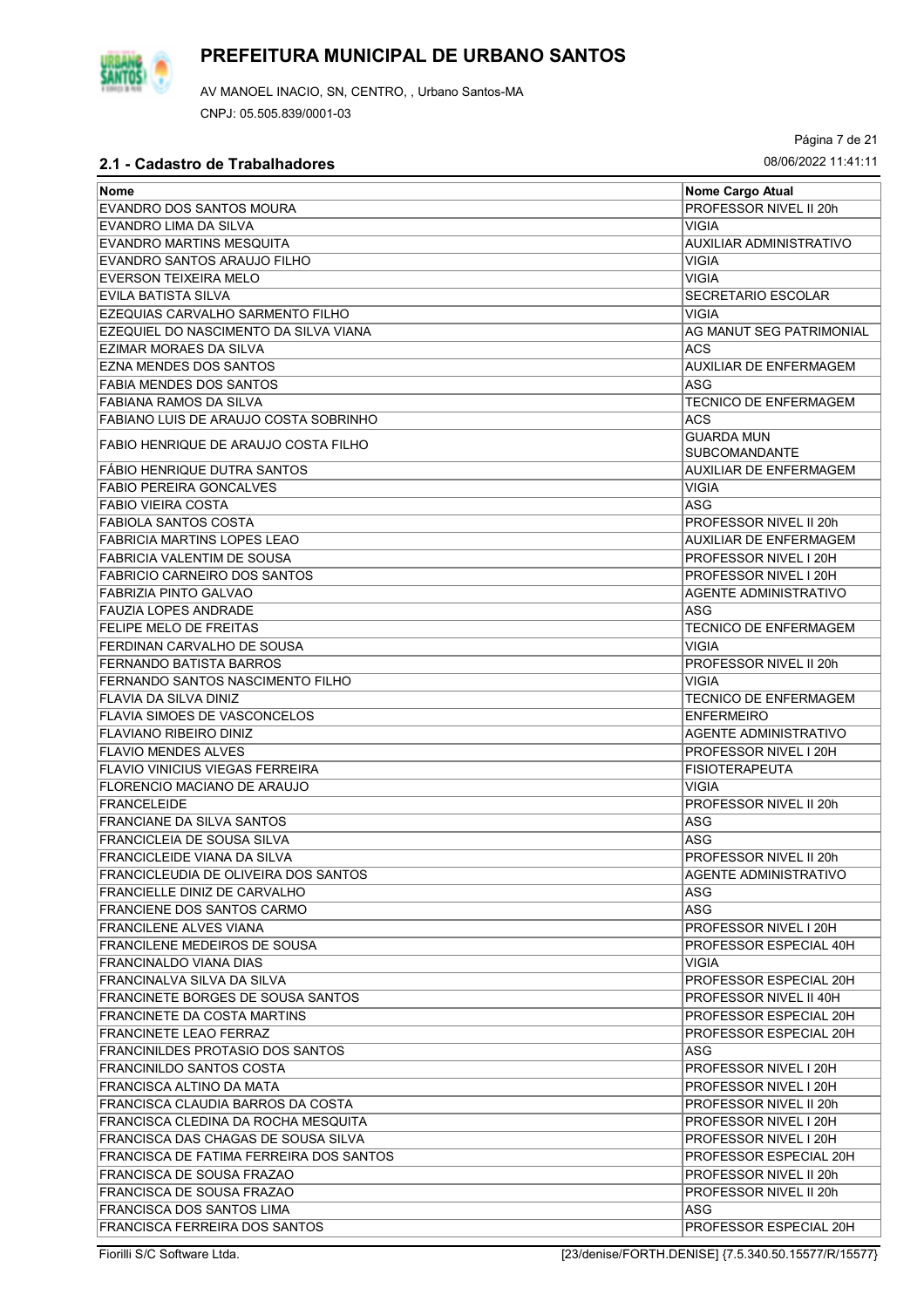# PREFEITURA MUNICIPAL DE URBANO SANTOS

AV MANOEL INACIO, SN, CENTRO, , Urbano Santos-MA

CNPJ: 05.505.839/0001-03

08/06/2022 11:41:11

## 2.1 - Cadastro de Trabalhadores

| Nome | Nome Cargo Atual |
|---|---|
| EVANDRO DOS SANTOS MOURA | PROFESSOR NIVEL II 20h |
| EVANDRO LIMA DA SILVA | VIGIA |
| EVANDRO MARTINS MESQUITA | AUXILIAR ADMINISTRATIVO |
| EVANDRO SANTOS ARAUJO FILHO | VIGIA |
| EVERSON TEIXEIRA MELO | VIGIA |
| EVILA BATISTA SILVA | SECRETARIO ESCOLAR |
| EZEQUIAS CARVALHO SARMENTO FILHO | VIGIA |
| EZEQUIEL DO NASCIMENTO DA SILVA VIANA | AG MANUT SEG PATRIMONIAL |
| EZIMAR MORAES DA SILVA | ACS |
| EZNA MENDES DOS SANTOS | AUXILIAR DE ENFERMAGEM |
| FABIA MENDES DOS SANTOS | ASG |
| FABIANA RAMOS DA SILVA | TECNICO DE ENFERMAGEM |
| FABIANO LUIS DE ARAUJO COSTA SOBRINHO | ACS |
| FABIO HENRIQUE DE ARAUJO COSTA FILHO | GUARDA MUN SUBCOMANDANTE |
| FÁBIO HENRIQUE DUTRA SANTOS | AUXILIAR DE ENFERMAGEM |
| FABIO PEREIRA GONCALVES | VIGIA |
| FABIO VIEIRA COSTA | ASG |
| FABIOLA SANTOS COSTA | PROFESSOR NIVEL II 20h |
| FABRICIA MARTINS LOPES LEAO | AUXILIAR DE ENFERMAGEM |
| FABRICIA VALENTIM DE SOUSA | PROFESSOR NIVEL I 20H |
| FABRICIO CARNEIRO DOS SANTOS | PROFESSOR NIVEL I 20H |
| FABRIZIA PINTO GALVAO | AGENTE ADMINISTRATIVO |
| FAUZIA LOPES ANDRADE | ASG |
| FELIPE MELO DE FREITAS | TECNICO DE ENFERMAGEM |
| FERDINAN CARVALHO DE SOUSA | VIGIA |
| FERNANDO BATISTA BARROS | PROFESSOR NIVEL II 20h |
| FERNANDO SANTOS NASCIMENTO FILHO | VIGIA |
| FLAVIA DA SILVA DINIZ | TECNICO DE ENFERMAGEM |
| FLAVIA SIMOES DE VASCONCELOS | ENFERMEIRO |
| FLAVIANO RIBEIRO DINIZ | AGENTE ADMINISTRATIVO |
| FLAVIO MENDES ALVES | PROFESSOR NIVEL I 20H |
| FLAVIO VINICIUS VIEGAS FERREIRA | FISIOTERAPEUTA |
| FLORENCIO MACIANO DE ARAUJO | VIGIA |
| FRANCELEIDE | PROFESSOR NIVEL II 20h |
| FRANCIANE DA SILVA SANTOS | ASG |
| FRANCICLEIA DE SOUSA SILVA | ASG |
| FRANCICLEIDE VIANA DA SILVA | PROFESSOR NIVEL II 20h |
| FRANCICLEUDIA DE OLIVEIRA DOS SANTOS | AGENTE ADMINISTRATIVO |
| FRANCIELLE DINIZ DE CARVALHO | ASG |
| FRANCIENE DOS SANTOS CARMO | ASG |
| FRANCILENE ALVES VIANA | PROFESSOR NIVEL I 20H |
| FRANCILENE MEDEIROS DE SOUSA | PROFESSOR ESPECIAL 40H |
| FRANCINALDO VIANA DIAS | VIGIA |
| FRANCINALVA SILVA DA SILVA | PROFESSOR ESPECIAL 20H |
| FRANCINETE BORGES DE SOUSA SANTOS | PROFESSOR NIVEL II 40H |
| FRANCINETE DA COSTA MARTINS | PROFESSOR ESPECIAL 20H |
| FRANCINETE LEAO FERRAZ | PROFESSOR ESPECIAL 20H |
| FRANCINILDES PROTASIO DOS SANTOS | ASG |
| FRANCINILDO SANTOS COSTA | PROFESSOR NIVEL I 20H |
| FRANCISCA ALTINO DA MATA | PROFESSOR NIVEL I 20H |
| FRANCISCA CLAUDIA BARROS DA COSTA | PROFESSOR NIVEL II 20h |
| FRANCISCA CLEDINA DA ROCHA MESQUITA | PROFESSOR NIVEL I 20H |
| FRANCISCA DAS CHAGAS DE SOUSA SILVA | PROFESSOR NIVEL I 20H |
| FRANCISCA DE FATIMA FERREIRA DOS SANTOS | PROFESSOR ESPECIAL 20H |
| FRANCISCA DE SOUSA FRAZAO | PROFESSOR NIVEL II 20h |
| FRANCISCA DE SOUSA FRAZAO | PROFESSOR NIVEL II 20h |
| FRANCISCA DOS SANTOS LIMA | ASG |
| FRANCISCA FERREIRA DOS SANTOS | PROFESSOR ESPECIAL 20H |

Fiorilli S/C Software Ltda. [23/denise/FORTH.DENISE] {7.5.340.50.15577/R/15577}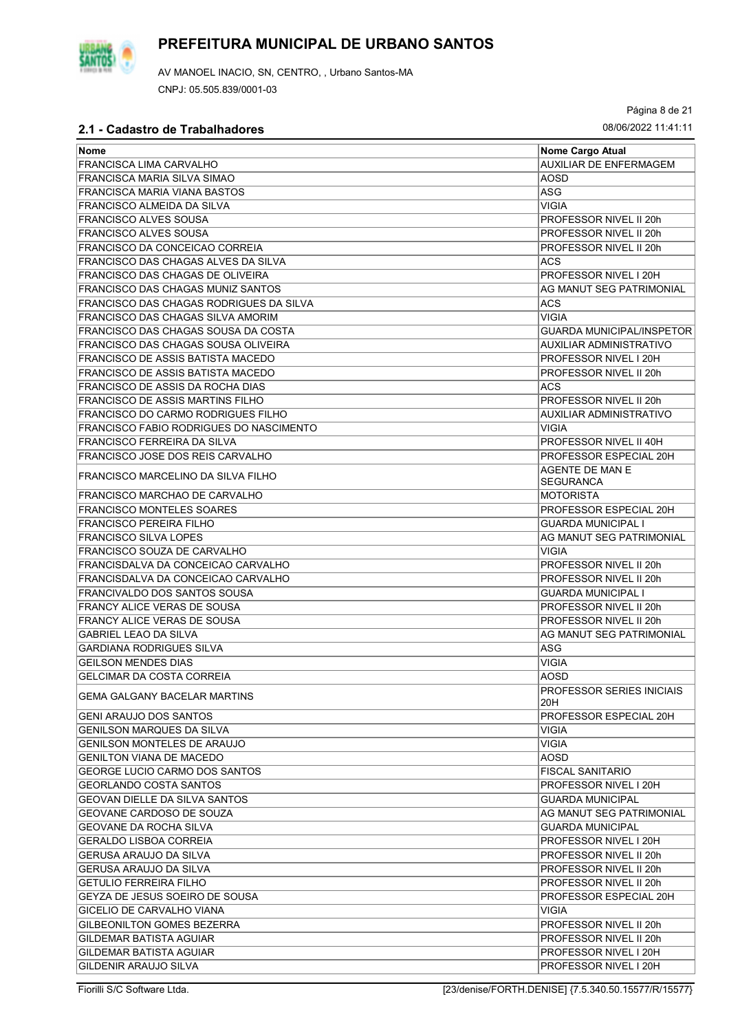# PREFEITURA MUNICIPAL DE URBANO SANTOS

AV MANOEL INACIO, SN, CENTRO, , Urbano Santos-MA

CNPJ: 05.505.839/0001-03

## 2.1 - Cadastro de Trabalhadores

08/06/2022 11:41:11

| Nome | Nome Cargo Atual |
|---|---|
| FRANCISCA LIMA CARVALHO | AUXILIAR DE ENFERMAGEM |
| FRANCISCA MARIA SILVA SIMAO | AOSD |
| FRANCISCA MARIA VIANA BASTOS | ASG |
| FRANCISCO ALMEIDA DA SILVA | VIGIA |
| FRANCISCO ALVES SOUSA | PROFESSOR NIVEL II 20h |
| FRANCISCO ALVES SOUSA | PROFESSOR NIVEL II 20h |
| FRANCISCO DA CONCEICAO CORREIA | PROFESSOR NIVEL II 20h |
| FRANCISCO DAS CHAGAS ALVES DA SILVA | ACS |
| FRANCISCO DAS CHAGAS DE OLIVEIRA | PROFESSOR NIVEL I 20H |
| FRANCISCO DAS CHAGAS MUNIZ SANTOS | AG MANUT SEG PATRIMONIAL |
| FRANCISCO DAS CHAGAS RODRIGUES DA SILVA | ACS |
| FRANCISCO DAS CHAGAS SILVA AMORIM | VIGIA |
| FRANCISCO DAS CHAGAS SOUSA DA COSTA | GUARDA MUNICIPAL/INSPETOR |
| FRANCISCO DAS CHAGAS SOUSA OLIVEIRA | AUXILIAR ADMINISTRATIVO |
| FRANCISCO DE ASSIS BATISTA MACEDO | PROFESSOR NIVEL I 20H |
| FRANCISCO DE ASSIS BATISTA MACEDO | PROFESSOR NIVEL II 20h |
| FRANCISCO DE ASSIS DA ROCHA DIAS | ACS |
| FRANCISCO DE ASSIS MARTINS FILHO | PROFESSOR NIVEL II 20h |
| FRANCISCO DO CARMO RODRIGUES FILHO | AUXILIAR ADMINISTRATIVO |
| FRANCISCO FABIO RODRIGUES DO NASCIMENTO | VIGIA |
| FRANCISCO FERREIRA DA SILVA | PROFESSOR NIVEL II 40H |
| FRANCISCO JOSE DOS REIS CARVALHO | PROFESSOR ESPECIAL 20H |
| FRANCISCO MARCELINO DA SILVA FILHO | AGENTE DE MAN E SEGURANCA |
| FRANCISCO MARCHAO DE CARVALHO | MOTORISTA |
| FRANCISCO MONTELES SOARES | PROFESSOR ESPECIAL 20H |
| FRANCISCO PEREIRA FILHO | GUARDA MUNICIPAL I |
| FRANCISCO SILVA LOPES | AG MANUT SEG PATRIMONIAL |
| FRANCISCO SOUZA DE CARVALHO | VIGIA |
| FRANCISDALVA DA CONCEICAO CARVALHO | PROFESSOR NIVEL II 20h |
| FRANCISDALVA DA CONCEICAO CARVALHO | PROFESSOR NIVEL II 20h |
| FRANCIVALDO DOS SANTOS SOUSA | GUARDA MUNICIPAL I |
| FRANCY ALICE VERAS DE SOUSA | PROFESSOR NIVEL II 20h |
| FRANCY ALICE VERAS DE SOUSA | PROFESSOR NIVEL II 20h |
| GABRIEL LEAO DA SILVA | AG MANUT SEG PATRIMONIAL |
| GARDIANA RODRIGUES SILVA | ASG |
| GEILSON MENDES DIAS | VIGIA |
| GELCIMAR DA COSTA CORREIA | AOSD |
| GEMA GALGANY BACELAR MARTINS | PROFESSOR SERIES INICIAIS 20H |
| GENI ARAUJO DOS SANTOS | PROFESSOR ESPECIAL 20H |
| GENILSON MARQUES DA SILVA | VIGIA |
| GENILSON MONTELES DE ARAUJO | VIGIA |
| GENILTON VIANA DE MACEDO | AOSD |
| GEORGE LUCIO CARMO DOS SANTOS | FISCAL SANITARIO |
| GEORLANDO COSTA SANTOS | PROFESSOR NIVEL I 20H |
| GEOVAN DIELLE DA SILVA SANTOS | GUARDA MUNICIPAL |
| GEOVANE CARDOSO DE SOUZA | AG MANUT SEG PATRIMONIAL |
| GEOVANE DA ROCHA SILVA | GUARDA MUNICIPAL |
| GERALDO LISBOA CORREIA | PROFESSOR NIVEL I 20H |
| GERUSA ARAUJO DA SILVA | PROFESSOR NIVEL II 20h |
| GERUSA ARAUJO DA SILVA | PROFESSOR NIVEL II 20h |
| GETULIO FERREIRA FILHO | PROFESSOR NIVEL II 20h |
| GEYZA DE JESUS SOEIRO DE SOUSA | PROFESSOR ESPECIAL 20H |
| GICELIO DE CARVALHO VIANA | VIGIA |
| GILBEONILTON GOMES BEZERRA | PROFESSOR NIVEL II 20h |
| GILDEMAR BATISTA AGUIAR | PROFESSOR NIVEL II 20h |
| GILDEMAR BATISTA AGUIAR | PROFESSOR NIVEL I 20H |
| GILDENIR ARAUJO SILVA | PROFESSOR NIVEL I 20H |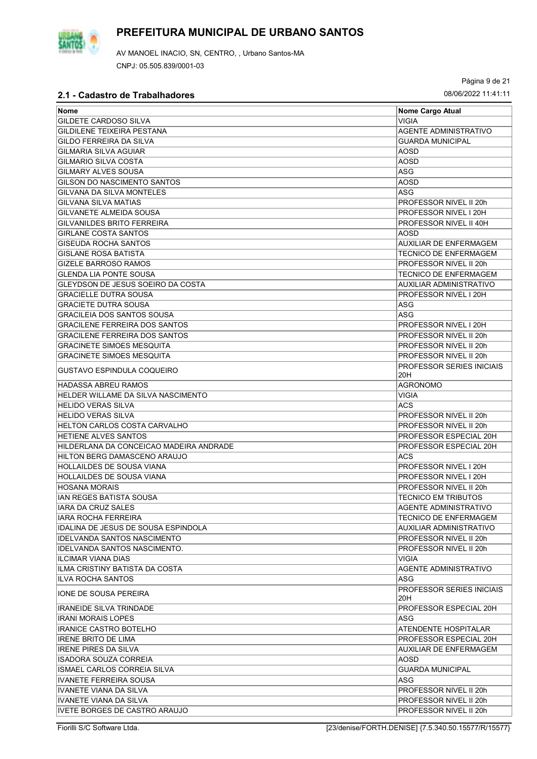# PREFEITURA MUNICIPAL DE URBANO SANTOS

AV MANOEL INACIO, SN, CENTRO, , Urbano Santos-MA

CNPJ: 05.505.839/0001-03

## 2.1 - Cadastro de Trabalhadores

08/06/2022 11:41:11

| Nome | Nome Cargo Atual |
|---|---|
| GILDETE CARDOSO SILVA | VIGIA |
| GILDILENE TEIXEIRA PESTANA | AGENTE ADMINISTRATIVO |
| GILDO FERREIRA DA SILVA | GUARDA MUNICIPAL |
| GILMARIA SILVA AGUIAR | AOSD |
| GILMARIO SILVA COSTA | AOSD |
| GILMARY ALVES SOUSA | ASG |
| GILSON DO NASCIMENTO SANTOS | AOSD |
| GILVANA DA SILVA MONTELES | ASG |
| GILVANA SILVA MATIAS | PROFESSOR NIVEL II 20h |
| GILVANETE ALMEIDA SOUSA | PROFESSOR NIVEL I 20H |
| GILVANILDES BRITO FERREIRA | PROFESSOR NIVEL II 40H |
| GIRLANE COSTA SANTOS | AOSD |
| GISEUDA ROCHA SANTOS | AUXILIAR DE ENFERMAGEM |
| GISLANE ROSA BATISTA | TECNICO DE ENFERMAGEM |
| GIZELE BARROSO RAMOS | PROFESSOR NIVEL II 20h |
| GLENDA LIA PONTE SOUSA | TECNICO DE ENFERMAGEM |
| GLEYDSON DE JESUS SOEIRO DA COSTA | AUXILIAR ADMINISTRATIVO |
| GRACIELLE DUTRA SOUSA | PROFESSOR NIVEL I 20H |
| GRACIETE DUTRA SOUSA | ASG |
| GRACILEIA DOS SANTOS SOUSA | ASG |
| GRACILENE FERREIRA DOS SANTOS | PROFESSOR NIVEL I 20H |
| GRACILENE FERREIRA DOS SANTOS | PROFESSOR NIVEL II 20h |
| GRACINETE SIMOES MESQUITA | PROFESSOR NIVEL II 20h |
| GRACINETE SIMOES MESQUITA | PROFESSOR NIVEL II 20h |
| GUSTAVO ESPINDULA COQUEIRO | PROFESSOR SERIES INICIAIS 20H |
| HADASSA ABREU RAMOS | AGRONOMO |
| HELDER WILLAME DA SILVA NASCIMENTO | VIGIA |
| HELIDO VERAS SILVA | ACS |
| HELIDO VERAS SILVA | PROFESSOR NIVEL II 20h |
| HELTON CARLOS COSTA CARVALHO | PROFESSOR NIVEL II 20h |
| HETIENE ALVES SANTOS | PROFESSOR ESPECIAL 20H |
| HILDERLANA DA CONCEICAO MADEIRA ANDRADE | PROFESSOR ESPECIAL 20H |
| HILTON BERG DAMASCENO ARAUJO | ACS |
| HOLLAILDES DE SOUSA VIANA | PROFESSOR NIVEL I 20H |
| HOLLAILDES DE SOUSA VIANA | PROFESSOR NIVEL I 20H |
| HOSANA MORAIS | PROFESSOR NIVEL II 20h |
| IAN REGES BATISTA SOUSA | TECNICO EM TRIBUTOS |
| IARA DA CRUZ SALES | AGENTE ADMINISTRATIVO |
| IARA ROCHA FERREIRA | TECNICO DE ENFERMAGEM |
| IDALINA DE JESUS DE SOUSA ESPINDOLA | AUXILIAR ADMINISTRATIVO |
| IDELVANDA SANTOS NASCIMENTO | PROFESSOR NIVEL II 20h |
| IDELVANDA SANTOS NASCIMENTO. | PROFESSOR NIVEL II 20h |
| ILCIMAR VIANA DIAS | VIGIA |
| ILMA CRISTINY BATISTA DA COSTA | AGENTE ADMINISTRATIVO |
| ILVA ROCHA SANTOS | ASG |
| IONE DE SOUSA PEREIRA | PROFESSOR SERIES INICIAIS 20H |
| IRANEIDE SILVA TRINDADE | PROFESSOR ESPECIAL 20H |
| IRANI MORAIS LOPES | ASG |
| IRANICE CASTRO BOTELHO | ATENDENTE HOSPITALAR |
| IRENE BRITO DE LIMA | PROFESSOR ESPECIAL 20H |
| IRENE PIRES DA SILVA | AUXILIAR DE ENFERMAGEM |
| ISADORA SOUZA CORREIA | AOSD |
| ISMAEL CARLOS CORREIA SILVA | GUARDA MUNICIPAL |
| IVANETE FERREIRA SOUSA | ASG |
| IVANETE VIANA DA SILVA | PROFESSOR NIVEL II 20h |
| IVANETE VIANA DA SILVA | PROFESSOR NIVEL II 20h |
| IVETE BORGES DE CASTRO ARAUJO | PROFESSOR NIVEL II 20h |

Fiorilli S/C Software Ltda. [23/denise/FORTH.DENISE] {7.5.340.50.15577/R/15577}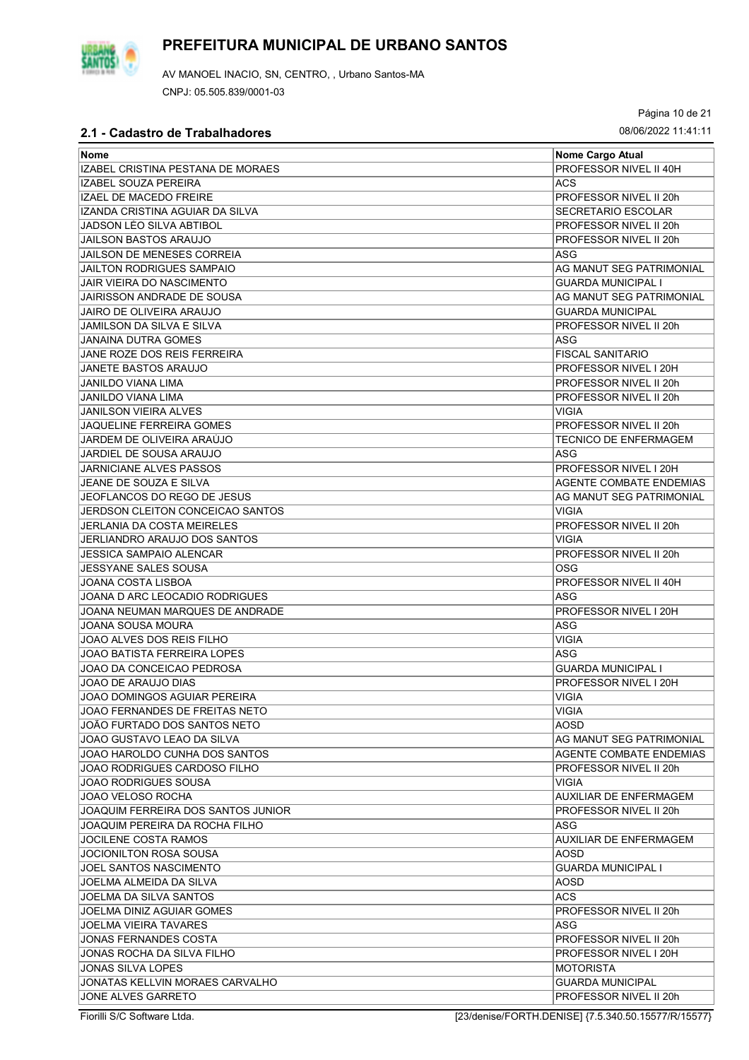# PREFEITURA MUNICIPAL DE URBANO SANTOS

AV MANOEL INACIO, SN, CENTRO, , Urbano Santos-MA

CNPJ: 05.505.839/0001-03

08/06/2022 11:41:11

## 2.1 - Cadastro de Trabalhadores

| Nome | Nome Cargo Atual |
|---|---|
| IZABEL CRISTINA PESTANA DE MORAES | PROFESSOR NIVEL II 40H |
| IZABEL SOUZA PEREIRA | ACS |
| IZAEL DE MACEDO FREIRE | PROFESSOR NIVEL II 20h |
| IZANDA CRISTINA AGUIAR DA SILVA | SECRETARIO ESCOLAR |
| JADSON LÉO SILVA ABTIBOL | PROFESSOR NIVEL II 20h |
| JAILSON BASTOS ARAUJO | PROFESSOR NIVEL II 20h |
| JAILSON DE MENESES CORREIA | ASG |
| JAILTON RODRIGUES SAMPAIO | AG MANUT SEG PATRIMONIAL |
| JAIR VIEIRA DO NASCIMENTO | GUARDA MUNICIPAL I |
| JAIRISSON ANDRADE DE SOUSA | AG MANUT SEG PATRIMONIAL |
| JAIRO DE OLIVEIRA ARAUJO | GUARDA MUNICIPAL |
| JAMILSON DA SILVA E SILVA | PROFESSOR NIVEL II 20h |
| JANAINA DUTRA GOMES | ASG |
| JANE ROZE DOS REIS FERREIRA | FISCAL SANITARIO |
| JANETE BASTOS ARAUJO | PROFESSOR NIVEL I 20H |
| JANILDO VIANA LIMA | PROFESSOR NIVEL II 20h |
| JANILDO VIANA LIMA | PROFESSOR NIVEL II 20h |
| JANILSON VIEIRA ALVES | VIGIA |
| JAQUELINE FERREIRA GOMES | PROFESSOR NIVEL II 20h |
| JARDEM DE OLIVEIRA ARAÚJO | TECNICO DE ENFERMAGEM |
| JARDIEL DE SOUSA ARAUJO | ASG |
| JARNICIANE ALVES PASSOS | PROFESSOR NIVEL I 20H |
| JEANE DE SOUZA E SILVA | AGENTE COMBATE ENDEMIAS |
| JEOFLANCOS DO REGO DE JESUS | AG MANUT SEG PATRIMONIAL |
| JERDSON CLEITON CONCEICAO SANTOS | VIGIA |
| JERLANIA DA COSTA MEIRELES | PROFESSOR NIVEL II 20h |
| JERLIANDRO ARAUJO DOS SANTOS | VIGIA |
| JESSICA SAMPAIO ALENCAR | PROFESSOR NIVEL II 20h |
| JESSYANE SALES SOUSA | OSG |
| JOANA COSTA LISBOA | PROFESSOR NIVEL II 40H |
| JOANA D ARC LEOCADIO RODRIGUES | ASG |
| JOANA NEUMAN MARQUES DE ANDRADE | PROFESSOR NIVEL I 20H |
| JOANA SOUSA MOURA | ASG |
| JOAO ALVES DOS REIS FILHO | VIGIA |
| JOAO BATISTA FERREIRA LOPES | ASG |
| JOAO DA CONCEICAO PEDROSA | GUARDA MUNICIPAL I |
| JOAO DE ARAUJO DIAS | PROFESSOR NIVEL I 20H |
| JOAO DOMINGOS AGUIAR PEREIRA | VIGIA |
| JOAO FERNANDES DE FREITAS NETO | VIGIA |
| JOÃO FURTADO DOS SANTOS NETO | AOSD |
| JOAO GUSTAVO LEAO DA SILVA | AG MANUT SEG PATRIMONIAL |
| JOAO HAROLDO CUNHA DOS SANTOS | AGENTE COMBATE ENDEMIAS |
| JOAO RODRIGUES CARDOSO FILHO | PROFESSOR NIVEL II 20h |
| JOAO RODRIGUES SOUSA | VIGIA |
| JOAO VELOSO ROCHA | AUXILIAR DE ENFERMAGEM |
| JOAQUIM FERREIRA DOS SANTOS JUNIOR | PROFESSOR NIVEL II 20h |
| JOAQUIM PEREIRA DA ROCHA FILHO | ASG |
| JOCILENE COSTA RAMOS | AUXILIAR DE ENFERMAGEM |
| JOCIONILTON ROSA SOUSA | AOSD |
| JOEL SANTOS NASCIMENTO | GUARDA MUNICIPAL I |
| JOELMA ALMEIDA DA SILVA | AOSD |
| JOELMA DA SILVA SANTOS | ACS |
| JOELMA DINIZ AGUIAR GOMES | PROFESSOR NIVEL II 20h |
| JOELMA VIEIRA TAVARES | ASG |
| JONAS FERNANDES COSTA | PROFESSOR NIVEL II 20h |
| JONAS ROCHA DA SILVA FILHO | PROFESSOR NIVEL I 20H |
| JONAS SILVA LOPES | MOTORISTA |
| JONATAS KELLVIN MORAES CARVALHO | GUARDA MUNICIPAL |
| JONE ALVES GARRETO | PROFESSOR NIVEL II 20h |

Fiorilli S/C Software Ltda. [23/denise/FORTH.DENISE] {7.5.340.50.15577/R/15577}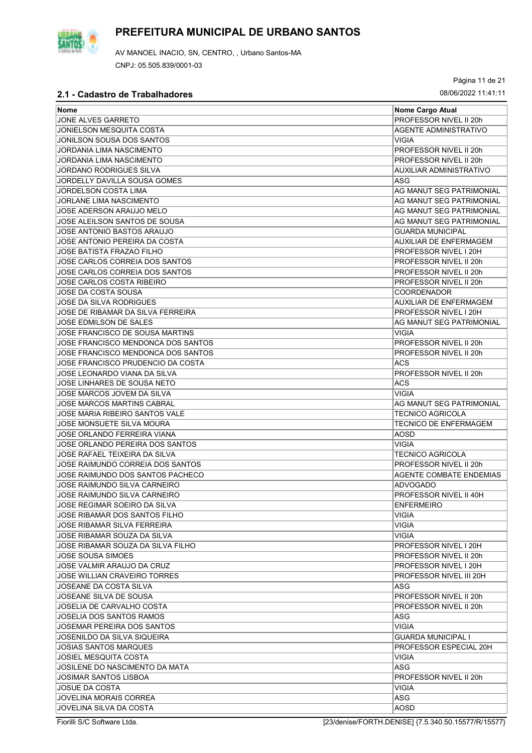# PREFEITURA MUNICIPAL DE URBANO SANTOS

AV MANOEL INACIO, SN, CENTRO, , Urbano Santos-MA

CNPJ: 05.505.839/0001-03

08/06/2022 11:41:11

## 2.1 - Cadastro de Trabalhadores

| Nome | Nome Cargo Atual |
|---|---|
| JONE ALVES GARRETO | PROFESSOR NIVEL II 20h |
| JONIELSON MESQUITA COSTA | AGENTE ADMINISTRATIVO |
| JONILSON SOUSA DOS SANTOS | VIGIA |
| JORDANIA LIMA NASCIMENTO | PROFESSOR NIVEL II 20h |
| JORDANIA LIMA NASCIMENTO | PROFESSOR NIVEL II 20h |
| JORDANO RODRIGUES SILVA | AUXILIAR ADMINISTRATIVO |
| JORDELLY DAVILLA SOUSA GOMES | ASG |
| JORDELSON COSTA LIMA | AG MANUT SEG PATRIMONIAL |
| JORLANE LIMA NASCIMENTO | AG MANUT SEG PATRIMONIAL |
| JOSE ADERSON ARAUJO MELO | AG MANUT SEG PATRIMONIAL |
| JOSE ALEILSON SANTOS DE SOUSA | AG MANUT SEG PATRIMONIAL |
| JOSE ANTONIO BASTOS ARAUJO | GUARDA MUNICIPAL |
| JOSE ANTONIO PEREIRA DA COSTA | AUXILIAR DE ENFERMAGEM |
| JOSE BATISTA FRAZAO FILHO | PROFESSOR NIVEL I 20H |
| JOSE CARLOS CORREIA DOS SANTOS | PROFESSOR NIVEL II 20h |
| JOSE CARLOS CORREIA DOS SANTOS | PROFESSOR NIVEL II 20h |
| JOSE CARLOS COSTA RIBEIRO | PROFESSOR NIVEL II 20h |
| JOSE DA COSTA SOUSA | COORDENADOR |
| JOSE DA SILVA RODRIGUES | AUXILIAR DE ENFERMAGEM |
| JOSE DE RIBAMAR DA SILVA FERREIRA | PROFESSOR NIVEL I 20H |
| JOSE EDMILSON DE SALES | AG MANUT SEG PATRIMONIAL |
| JOSE FRANCISCO DE SOUSA MARTINS | VIGIA |
| JOSE FRANCISCO MENDONCA DOS SANTOS | PROFESSOR NIVEL II 20h |
| JOSE FRANCISCO MENDONCA DOS SANTOS | PROFESSOR NIVEL II 20h |
| JOSE FRANCISCO PRUDENCIO DA COSTA | ACS |
| JOSE LEONARDO VIANA DA SILVA | PROFESSOR NIVEL II 20h |
| JOSE LINHARES DE SOUSA NETO | ACS |
| JOSE MARCOS JOVEM DA SILVA | VIGIA |
| JOSE MARCOS MARTINS CABRAL | AG MANUT SEG PATRIMONIAL |
| JOSE MARIA RIBEIRO SANTOS VALE | TECNICO AGRICOLA |
| JOSE MONSUETE SILVA MOURA | TECNICO DE ENFERMAGEM |
| JOSE ORLANDO FERREIRA VIANA | AOSD |
| JOSE ORLANDO PEREIRA DOS SANTOS | VIGIA |
| JOSE RAFAEL TEIXEIRA DA SILVA | TECNICO AGRICOLA |
| JOSE RAIMUNDO CORREIA DOS SANTOS | PROFESSOR NIVEL II 20h |
| JOSE RAIMUNDO DOS SANTOS PACHECO | AGENTE COMBATE ENDEMIAS |
| JOSE RAIMUNDO SILVA CARNEIRO | ADVOGADO |
| JOSE RAIMUNDO SILVA CARNEIRO | PROFESSOR NIVEL II 40H |
| JOSE REGIMAR SOEIRO DA SILVA | ENFERMEIRO |
| JOSE RIBAMAR DOS SANTOS FILHO | VIGIA |
| JOSE RIBAMAR SILVA FERREIRA | VIGIA |
| JOSE RIBAMAR SOUZA DA SILVA | VIGIA |
| JOSE RIBAMAR SOUZA DA SILVA FILHO | PROFESSOR NIVEL I 20H |
| JOSE SOUSA SIMOES | PROFESSOR NIVEL II 20h |
| JOSE VALMIR ARAUJO DA CRUZ | PROFESSOR NIVEL I 20H |
| JOSE WILLIAN CRAVEIRO TORRES | PROFESSOR NIVEL III 20H |
| JOSEANE DA COSTA SILVA | ASG |
| JOSEANE SILVA DE SOUSA | PROFESSOR NIVEL II 20h |
| JOSELIA DE CARVALHO COSTA | PROFESSOR NIVEL II 20h |
| JOSELIA DOS SANTOS RAMOS | ASG |
| JOSEMAR PEREIRA DOS SANTOS | VIGIA |
| JOSENILDO DA SILVA SIQUEIRA | GUARDA MUNICIPAL I |
| JOSIAS SANTOS MARQUES | PROFESSOR ESPECIAL 20H |
| JOSIEL MESQUITA COSTA | VIGIA |
| JOSILENE DO NASCIMENTO DA MATA | ASG |
| JOSIMAR SANTOS LISBOA | PROFESSOR NIVEL II 20h |
| JOSUE DA COSTA | VIGIA |
| JOVELINA MORAIS CORREA | ASG |
| JOVELINA SILVA DA COSTA | AOSD |

Fiorilli S/C Software Ltda. [23/denise/FORTH.DENISE] {7.5.340.50.15577/R/15577}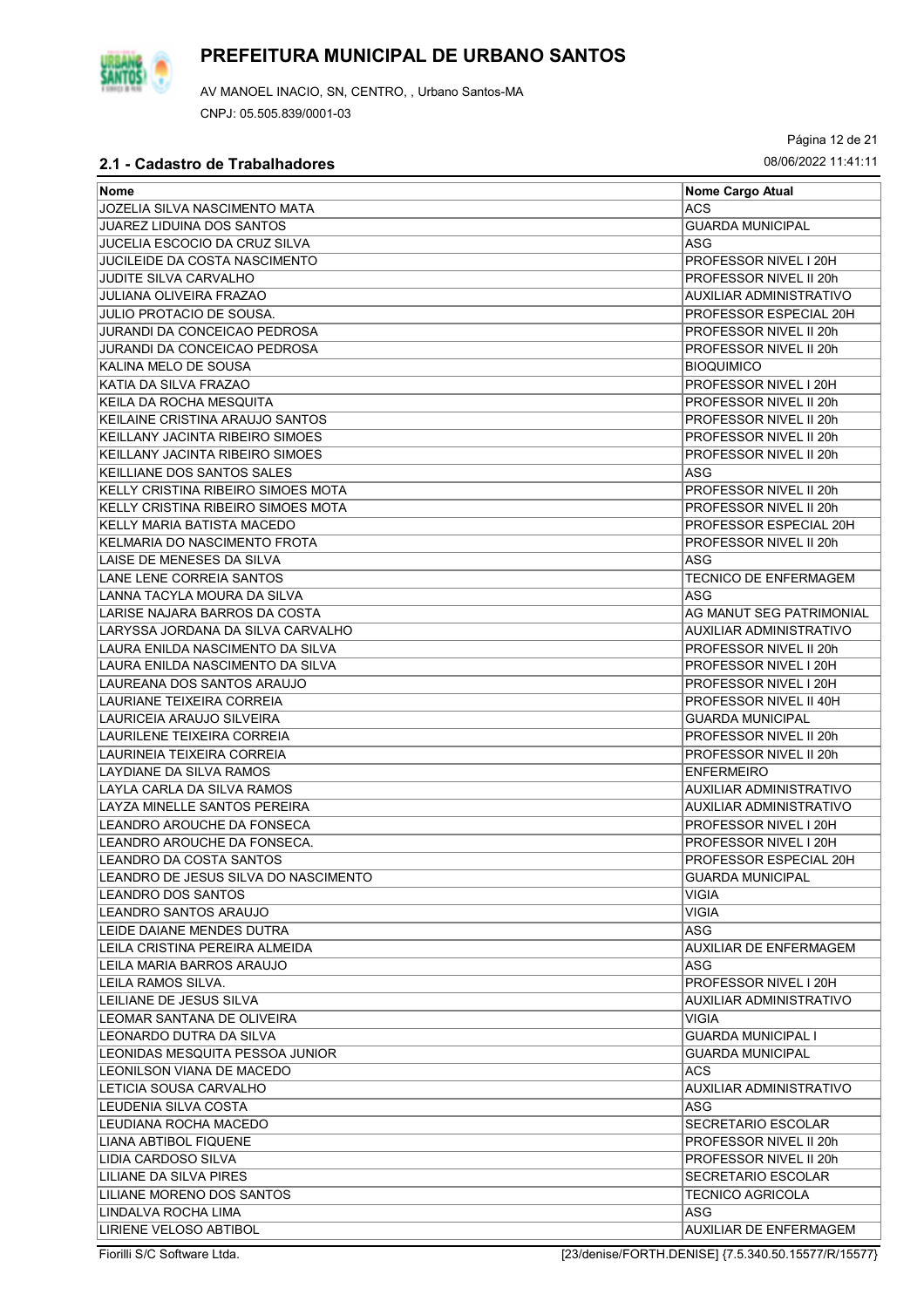# PREFEITURA MUNICIPAL DE URBANO SANTOS

AV MANOEL INACIO, SN, CENTRO, , Urbano Santos-MA

CNPJ: 05.505.839/0001-03

08/06/2022 11:41:11

## 2.1 - Cadastro de Trabalhadores

| Nome | Nome Cargo Atual |
|---|---|
| JOZELIA SILVA NASCIMENTO MATA | ACS |
| JUAREZ LIDUINA DOS SANTOS | GUARDA MUNICIPAL |
| JUCELIA ESCOCIO DA CRUZ SILVA | ASG |
| JUCILEIDE DA COSTA NASCIMENTO | PROFESSOR NIVEL I 20H |
| JUDITE SILVA CARVALHO | PROFESSOR NIVEL II 20h |
| JULIANA OLIVEIRA FRAZAO | AUXILIAR ADMINISTRATIVO |
| JULIO PROTACIO DE SOUSA. | PROFESSOR ESPECIAL 20H |
| JURANDI DA CONCEICAO PEDROSA | PROFESSOR NIVEL II 20h |
| JURANDI DA CONCEICAO PEDROSA | PROFESSOR NIVEL II 20h |
| KALINA MELO DE SOUSA | BIOQUIMICO |
| KATIA DA SILVA FRAZAO | PROFESSOR NIVEL I 20H |
| KEILA DA ROCHA MESQUITA | PROFESSOR NIVEL II 20h |
| KEILAINE CRISTINA ARAUJO SANTOS | PROFESSOR NIVEL II 20h |
| KEILLANY JACINTA RIBEIRO SIMOES | PROFESSOR NIVEL II 20h |
| KEILLANY JACINTA RIBEIRO SIMOES | PROFESSOR NIVEL II 20h |
| KEILLIANE DOS SANTOS SALES | ASG |
| KELLY CRISTINA RIBEIRO SIMOES MOTA | PROFESSOR NIVEL II 20h |
| KELLY CRISTINA RIBEIRO SIMOES MOTA | PROFESSOR NIVEL II 20h |
| KELLY MARIA BATISTA MACEDO | PROFESSOR ESPECIAL 20H |
| KELMARIA DO NASCIMENTO FROTA | PROFESSOR NIVEL II 20h |
| LAISE DE MENESES DA SILVA | ASG |
| LANE LENE CORREIA SANTOS | TECNICO DE ENFERMAGEM |
| LANNA TACYLA MOURA DA SILVA | ASG |
| LARISE NAJARA BARROS DA COSTA | AG MANUT SEG PATRIMONIAL |
| LARYSSA JORDANA DA SILVA CARVALHO | AUXILIAR ADMINISTRATIVO |
| LAURA ENILDA NASCIMENTO DA SILVA | PROFESSOR NIVEL II 20h |
| LAURA ENILDA NASCIMENTO DA SILVA | PROFESSOR NIVEL I 20H |
| LAUREANA DOS SANTOS ARAUJO | PROFESSOR NIVEL I 20H |
| LAURIANE TEIXEIRA CORREIA | PROFESSOR NIVEL II 40H |
| LAURICEIA ARAUJO SILVEIRA | GUARDA MUNICIPAL |
| LAURILENE TEIXEIRA CORREIA | PROFESSOR NIVEL II 20h |
| LAURINEIA TEIXEIRA CORREIA | PROFESSOR NIVEL II 20h |
| LAYDIANE DA SILVA RAMOS | ENFERMEIRO |
| LAYLA CARLA DA SILVA RAMOS | AUXILIAR ADMINISTRATIVO |
| LAYZA MINELLE SANTOS PEREIRA | AUXILIAR ADMINISTRATIVO |
| LEANDRO AROUCHE DA FONSECA | PROFESSOR NIVEL I 20H |
| LEANDRO AROUCHE DA FONSECA. | PROFESSOR NIVEL I 20H |
| LEANDRO DA COSTA SANTOS | PROFESSOR ESPECIAL 20H |
| LEANDRO DE JESUS SILVA DO NASCIMENTO | GUARDA MUNICIPAL |
| LEANDRO DOS SANTOS | VIGIA |
| LEANDRO SANTOS ARAUJO | VIGIA |
| LEIDE DAIANE MENDES DUTRA | ASG |
| LEILA CRISTINA PEREIRA ALMEIDA | AUXILIAR DE ENFERMAGEM |
| LEILA MARIA BARROS ARAUJO | ASG |
| LEILA RAMOS SILVA. | PROFESSOR NIVEL I 20H |
| LEILIANE DE JESUS SILVA | AUXILIAR ADMINISTRATIVO |
| LEOMAR SANTANA DE OLIVEIRA | VIGIA |
| LEONARDO DUTRA DA SILVA | GUARDA MUNICIPAL I |
| LEONIDAS MESQUITA PESSOA JUNIOR | GUARDA MUNICIPAL |
| LEONILSON VIANA DE MACEDO | ACS |
| LETICIA SOUSA CARVALHO | AUXILIAR ADMINISTRATIVO |
| LEUDENIA SILVA COSTA | ASG |
| LEUDIANA ROCHA MACEDO | SECRETARIO ESCOLAR |
| LIANA ABTIBOL FIQUENE | PROFESSOR NIVEL II 20h |
| LIDIA CARDOSO SILVA | PROFESSOR NIVEL II 20h |
| LILIANE DA SILVA PIRES | SECRETARIO ESCOLAR |
| LILIANE MORENO DOS SANTOS | TECNICO AGRICOLA |
| LINDALVA ROCHA LIMA | ASG |
| LIRIENE VELOSO ABTIBOL | AUXILIAR DE ENFERMAGEM |

Fiorilli S/C Software Ltda. [23/denise/FORTH.DENISE] {7.5.340.50.15577/R/15577}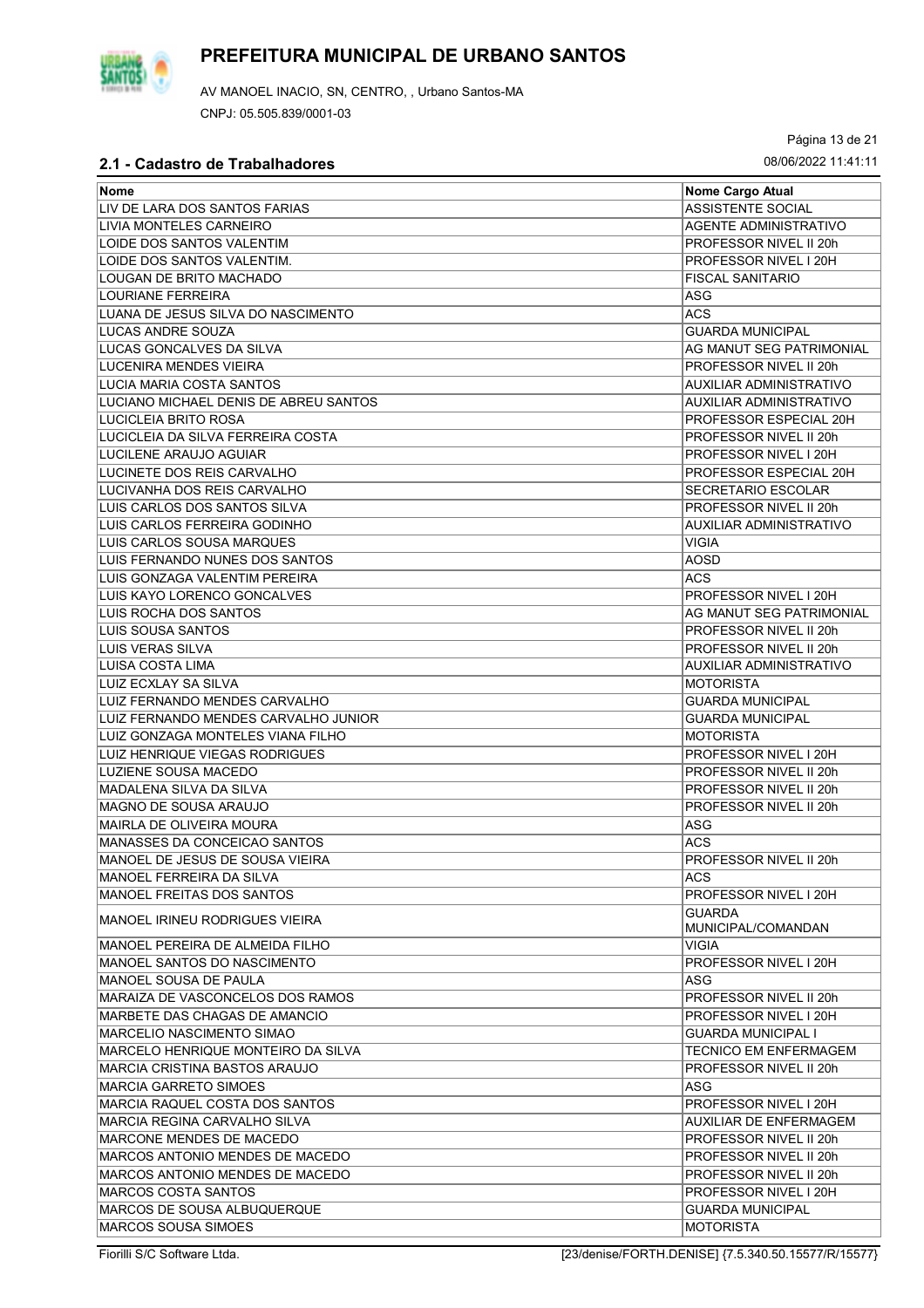# PREFEITURA MUNICIPAL DE URBANO SANTOS

AV MANOEL INACIO, SN, CENTRO, , Urbano Santos-MA

CNPJ: 05.505.839/0001-03

## 2.1 - Cadastro de Trabalhadores

08/06/2022 11:41:11

| Nome | Nome Cargo Atual |
|---|---|
| LIV DE LARA DOS SANTOS FARIAS | ASSISTENTE SOCIAL |
| LIVIA MONTELES CARNEIRO | AGENTE ADMINISTRATIVO |
| LOIDE DOS SANTOS VALENTIM | PROFESSOR NIVEL II 20h |
| LOIDE DOS SANTOS VALENTIM. | PROFESSOR NIVEL I 20H |
| LOUGAN DE BRITO MACHADO | FISCAL SANITARIO |
| LOURIANE FERREIRA | ASG |
| LUANA DE JESUS SILVA DO NASCIMENTO | ACS |
| LUCAS ANDRE SOUZA | GUARDA MUNICIPAL |
| LUCAS GONCALVES DA SILVA | AG MANUT SEG PATRIMONIAL |
| LUCENIRA MENDES VIEIRA | PROFESSOR NIVEL II 20h |
| LUCIA MARIA COSTA SANTOS | AUXILIAR ADMINISTRATIVO |
| LUCIANO MICHAEL DENIS DE ABREU SANTOS | AUXILIAR ADMINISTRATIVO |
| LUCICLEIA BRITO ROSA | PROFESSOR ESPECIAL 20H |
| LUCICLEIA DA SILVA FERREIRA COSTA | PROFESSOR NIVEL II 20h |
| LUCILENE ARAUJO AGUIAR | PROFESSOR NIVEL I 20H |
| LUCINETE DOS REIS CARVALHO | PROFESSOR ESPECIAL 20H |
| LUCIVANHA DOS REIS CARVALHO | SECRETARIO ESCOLAR |
| LUIS CARLOS DOS SANTOS SILVA | PROFESSOR NIVEL II 20h |
| LUIS CARLOS FERREIRA GODINHO | AUXILIAR ADMINISTRATIVO |
| LUIS CARLOS SOUSA MARQUES | VIGIA |
| LUIS FERNANDO NUNES DOS SANTOS | AOSD |
| LUIS GONZAGA VALENTIM PEREIRA | ACS |
| LUIS KAYO LORENCO GONCALVES | PROFESSOR NIVEL I 20H |
| LUIS ROCHA DOS SANTOS | AG MANUT SEG PATRIMONIAL |
| LUIS SOUSA SANTOS | PROFESSOR NIVEL II 20h |
| LUIS VERAS SILVA | PROFESSOR NIVEL II 20h |
| LUISA COSTA LIMA | AUXILIAR ADMINISTRATIVO |
| LUIZ ECXLAY SA SILVA | MOTORISTA |
| LUIZ FERNANDO MENDES CARVALHO | GUARDA MUNICIPAL |
| LUIZ FERNANDO MENDES CARVALHO JUNIOR | GUARDA MUNICIPAL |
| LUIZ GONZAGA MONTELES VIANA FILHO | MOTORISTA |
| LUIZ HENRIQUE VIEGAS RODRIGUES | PROFESSOR NIVEL I 20H |
| LUZIENE SOUSA MACEDO | PROFESSOR NIVEL II 20h |
| MADALENA SILVA DA SILVA | PROFESSOR NIVEL II 20h |
| MAGNO DE SOUSA ARAUJO | PROFESSOR NIVEL II 20h |
| MAIRLA DE OLIVEIRA MOURA | ASG |
| MANASSES DA CONCEICAO SANTOS | ACS |
| MANOEL DE JESUS DE SOUSA VIEIRA | PROFESSOR NIVEL II 20h |
| MANOEL FERREIRA DA SILVA | ACS |
| MANOEL FREITAS DOS SANTOS | PROFESSOR NIVEL I 20H |
| MANOEL IRINEU RODRIGUES VIEIRA | GUARDA MUNICIPAL/COMANDAN |
| MANOEL PEREIRA DE ALMEIDA FILHO | VIGIA |
| MANOEL SANTOS DO NASCIMENTO | PROFESSOR NIVEL I 20H |
| MANOEL SOUSA DE PAULA | ASG |
| MARAIZA DE VASCONCELOS DOS RAMOS | PROFESSOR NIVEL II 20h |
| MARBETE DAS CHAGAS DE AMANCIO | PROFESSOR NIVEL I 20H |
| MARCELIO NASCIMENTO SIMAO | GUARDA MUNICIPAL I |
| MARCELO HENRIQUE MONTEIRO DA SILVA | TECNICO EM ENFERMAGEM |
| MARCIA CRISTINA BASTOS ARAUJO | PROFESSOR NIVEL II 20h |
| MARCIA GARRETO SIMOES | ASG |
| MARCIA RAQUEL COSTA DOS SANTOS | PROFESSOR NIVEL I 20H |
| MARCIA REGINA CARVALHO SILVA | AUXILIAR DE ENFERMAGEM |
| MARCONE MENDES DE MACEDO | PROFESSOR NIVEL II 20h |
| MARCOS ANTONIO MENDES DE MACEDO | PROFESSOR NIVEL II 20h |
| MARCOS ANTONIO MENDES DE MACEDO | PROFESSOR NIVEL II 20h |
| MARCOS COSTA SANTOS | PROFESSOR NIVEL I 20H |
| MARCOS DE SOUSA ALBUQUERQUE | GUARDA MUNICIPAL |
| MARCOS SOUSA SIMOES | MOTORISTA |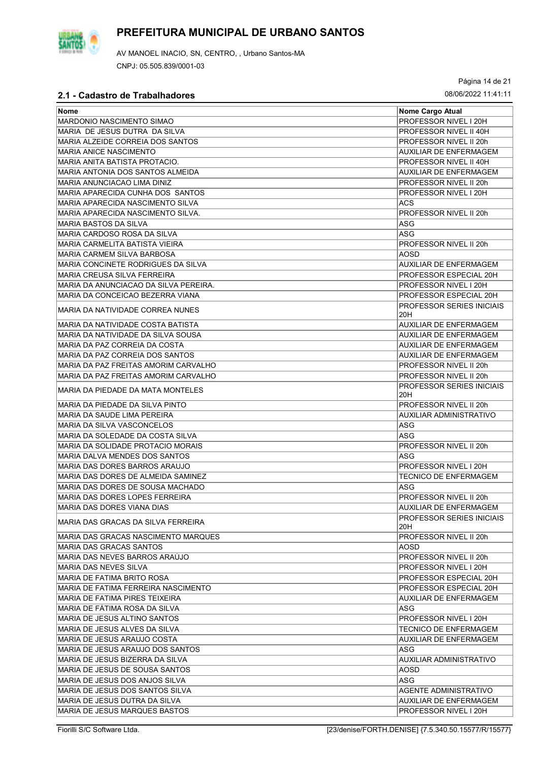# PREFEITURA MUNICIPAL DE URBANO SANTOS

AV MANOEL INACIO, SN, CENTRO, , Urbano Santos-MA

CNPJ: 05.505.839/0001-03

08/06/2022 11:41:11

## 2.1 - Cadastro de Trabalhadores

| Nome | Nome Cargo Atual |
|---|---|
| MARDONIO NASCIMENTO SIMAO | PROFESSOR NIVEL I 20H |
| MARIA DE JESUS DUTRA DA SILVA | PROFESSOR NIVEL II 40H |
| MARIA ALZEIDE CORREIA DOS SANTOS | PROFESSOR NIVEL II 20h |
| MARIA ANICE NASCIMENTO | AUXILIAR DE ENFERMAGEM |
| MARIA ANITA BATISTA PROTACIO. | PROFESSOR NIVEL II 40H |
| MARIA ANTONIA DOS SANTOS ALMEIDA | AUXILIAR DE ENFERMAGEM |
| MARIA ANUNCIACAO LIMA DINIZ | PROFESSOR NIVEL II 20h |
| MARIA APARECIDA CUNHA DOS SANTOS | PROFESSOR NIVEL I 20H |
| MARIA APARECIDA NASCIMENTO SILVA | ACS |
| MARIA APARECIDA NASCIMENTO SILVA. | PROFESSOR NIVEL II 20h |
| MARIA BASTOS DA SILVA | ASG |
| MARIA CARDOSO ROSA DA SILVA | ASG |
| MARIA CARMELITA BATISTA VIEIRA | PROFESSOR NIVEL II 20h |
| MARIA CARMEM SILVA BARBOSA | AOSD |
| MARIA CONCINETE RODRIGUES DA SILVA | AUXILIAR DE ENFERMAGEM |
| MARIA CREUSA SILVA FERREIRA | PROFESSOR ESPECIAL 20H |
| MARIA DA ANUNCIACAO DA SILVA PEREIRA. | PROFESSOR NIVEL I 20H |
| MARIA DA CONCEICAO BEZERRA VIANA | PROFESSOR ESPECIAL 20H |
| MARIA DA NATIVIDADE CORREA NUNES | PROFESSOR SERIES INICIAIS 20H |
| MARIA DA NATIVIDADE COSTA BATISTA | AUXILIAR DE ENFERMAGEM |
| MARIA DA NATIVIDADE DA SILVA SOUSA | AUXILIAR DE ENFERMAGEM |
| MARIA DA PAZ CORREIA DA COSTA | AUXILIAR DE ENFERMAGEM |
| MARIA DA PAZ CORREIA DOS SANTOS | AUXILIAR DE ENFERMAGEM |
| MARIA DA PAZ FREITAS AMORIM CARVALHO | PROFESSOR NIVEL II 20h |
| MARIA DA PAZ FREITAS AMORIM CARVALHO | PROFESSOR NIVEL II 20h |
| MARIA DA PIEDADE DA MATA MONTELES | PROFESSOR SERIES INICIAIS 20H |
| MARIA DA PIEDADE DA SILVA PINTO | PROFESSOR NIVEL II 20h |
| MARIA DA SAUDE LIMA PEREIRA | AUXILIAR ADMINISTRATIVO |
| MARIA DA SILVA VASCONCELOS | ASG |
| MARIA DA SOLEDADE DA COSTA SILVA | ASG |
| MARIA DA SOLIDADE PROTACIO MORAIS | PROFESSOR NIVEL II 20h |
| MARIA DALVA MENDES DOS SANTOS | ASG |
| MARIA DAS DORES BARROS ARAUJO | PROFESSOR NIVEL I 20H |
| MARIA DAS DORES DE ALMEIDA SAMINEZ | TECNICO DE ENFERMAGEM |
| MARIA DAS DORES DE SOUSA MACHADO | ASG |
| MARIA DAS DORES LOPES FERREIRA | PROFESSOR NIVEL II 20h |
| MARIA DAS DORES VIANA DIAS | AUXILIAR DE ENFERMAGEM |
| MARIA DAS GRACAS DA SILVA FERREIRA | PROFESSOR SERIES INICIAIS 20H |
| MARIA DAS GRACAS NASCIMENTO MARQUES | PROFESSOR NIVEL II 20h |
| MARIA DAS GRACAS SANTOS | AOSD |
| MARIA DAS NEVES BARROS ARAÚJO | PROFESSOR NIVEL II 20h |
| MARIA DAS NEVES SILVA | PROFESSOR NIVEL I 20H |
| MARIA DE FATIMA BRITO ROSA | PROFESSOR ESPECIAL 20H |
| MARIA DE FATIMA FERREIRA NASCIMENTO | PROFESSOR ESPECIAL 20H |
| MARIA DE FATIMA PIRES TEIXEIRA | AUXILIAR DE ENFERMAGEM |
| MARIA DE FÁTIMA ROSA DA SILVA | ASG |
| MARIA DE JESUS ALTINO SANTOS | PROFESSOR NIVEL I 20H |
| MARIA DE JESUS ALVES DA SILVA | TECNICO DE ENFERMAGEM |
| MARIA DE JESUS ARAUJO COSTA | AUXILIAR DE ENFERMAGEM |
| MARIA DE JESUS ARAUJO DOS SANTOS | ASG |
| MARIA DE JESUS BIZERRA DA SILVA | AUXILIAR ADMINISTRATIVO |
| MARIA DE JESUS DE SOUSA SANTOS | AOSD |
| MARIA DE JESUS DOS ANJOS SILVA | ASG |
| MARIA DE JESUS DOS SANTOS SILVA | AGENTE ADMINISTRATIVO |
| MARIA DE JESUS DUTRA DA SILVA | AUXILIAR DE ENFERMAGEM |
| MARIA DE JESUS MARQUES BASTOS | PROFESSOR NIVEL I 20H |

Fiorilli S/C Software Ltda. [23/denise/FORTH.DENISE] {7.5.340.50.15577/R/15577}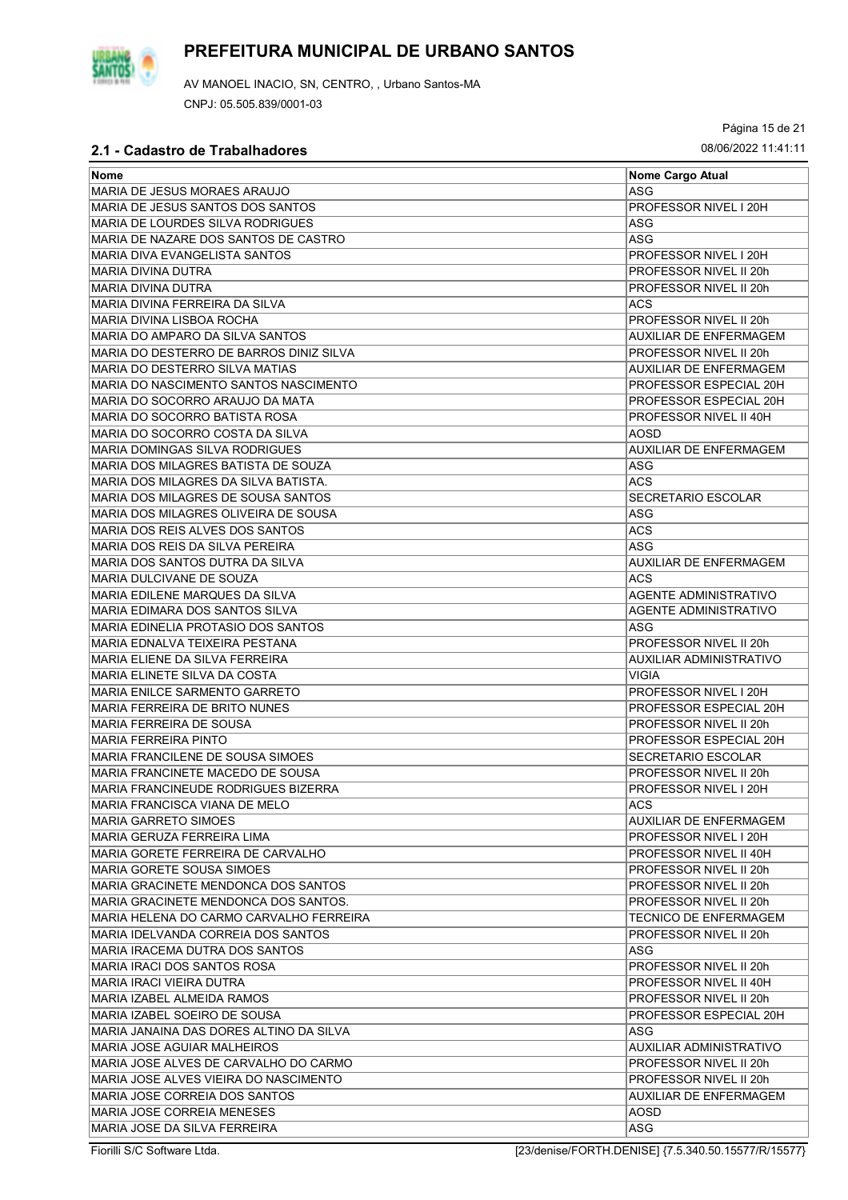# PREFEITURA MUNICIPAL DE URBANO SANTOS

AV MANOEL INACIO, SN, CENTRO, , Urbano Santos-MA

CNPJ: 05.505.839/0001-03

## 2.1 - Cadastro de Trabalhadores

08/06/2022 11:41:11

| Nome | Nome Cargo Atual |
|---|---|
| MARIA DE JESUS MORAES ARAUJO | ASG |
| MARIA DE JESUS SANTOS DOS SANTOS | PROFESSOR NIVEL I 20H |
| MARIA DE LOURDES SILVA RODRIGUES | ASG |
| MARIA DE NAZARE DOS SANTOS DE CASTRO | ASG |
| MARIA DIVA EVANGELISTA SANTOS | PROFESSOR NIVEL I 20H |
| MARIA DIVINA DUTRA | PROFESSOR NIVEL II 20h |
| MARIA DIVINA DUTRA | PROFESSOR NIVEL II 20h |
| MARIA DIVINA FERREIRA DA SILVA | ACS |
| MARIA DIVINA LISBOA ROCHA | PROFESSOR NIVEL II 20h |
| MARIA DO AMPARO DA SILVA SANTOS | AUXILIAR DE ENFERMAGEM |
| MARIA DO DESTERRO DE BARROS DINIZ SILVA | PROFESSOR NIVEL II 20h |
| MARIA DO DESTERRO SILVA MATIAS | AUXILIAR DE ENFERMAGEM |
| MARIA DO NASCIMENTO SANTOS NASCIMENTO | PROFESSOR ESPECIAL 20H |
| MARIA DO SOCORRO ARAUJO DA MATA | PROFESSOR ESPECIAL 20H |
| MARIA DO SOCORRO BATISTA ROSA | PROFESSOR NIVEL II 40H |
| MARIA DO SOCORRO COSTA DA SILVA | AOSD |
| MARIA DOMINGAS SILVA RODRIGUES | AUXILIAR DE ENFERMAGEM |
| MARIA DOS MILAGRES BATISTA DE SOUZA | ASG |
| MARIA DOS MILAGRES DA SILVA BATISTA. | ACS |
| MARIA DOS MILAGRES DE SOUSA SANTOS | SECRETARIO ESCOLAR |
| MARIA DOS MILAGRES OLIVEIRA DE SOUSA | ASG |
| MARIA DOS REIS ALVES DOS SANTOS | ACS |
| MARIA DOS REIS DA SILVA PEREIRA | ASG |
| MARIA DOS SANTOS DUTRA DA SILVA | AUXILIAR DE ENFERMAGEM |
| MARIA DULCIVANE DE SOUZA | ACS |
| MARIA EDILENE MARQUES DA SILVA | AGENTE ADMINISTRATIVO |
| MARIA EDIMARA DOS SANTOS SILVA | AGENTE ADMINISTRATIVO |
| MARIA EDINELIA PROTASIO DOS SANTOS | ASG |
| MARIA EDNALVA TEIXEIRA PESTANA | PROFESSOR NIVEL II 20h |
| MARIA ELIENE DA SILVA FERREIRA | AUXILIAR ADMINISTRATIVO |
| MARIA ELINETE SILVA DA COSTA | VIGIA |
| MARIA ENILCE SARMENTO GARRETO | PROFESSOR NIVEL I 20H |
| MARIA FERREIRA DE BRITO NUNES | PROFESSOR ESPECIAL 20H |
| MARIA FERREIRA DE SOUSA | PROFESSOR NIVEL II 20h |
| MARIA FERREIRA PINTO | PROFESSOR ESPECIAL 20H |
| MARIA FRANCILENE DE SOUSA SIMOES | SECRETARIO ESCOLAR |
| MARIA FRANCINETE MACEDO DE SOUSA | PROFESSOR NIVEL II 20h |
| MARIA FRANCINEUDE RODRIGUES BIZERRA | PROFESSOR NIVEL I 20H |
| MARIA FRANCISCA VIANA DE MELO | ACS |
| MARIA GARRETO SIMOES | AUXILIAR DE ENFERMAGEM |
| MARIA GERUZA FERREIRA LIMA | PROFESSOR NIVEL I 20H |
| MARIA GORETE FERREIRA DE CARVALHO | PROFESSOR NIVEL II 40H |
| MARIA GORETE SOUSA SIMOES | PROFESSOR NIVEL II 20h |
| MARIA GRACINETE MENDONCA DOS SANTOS | PROFESSOR NIVEL II 20h |
| MARIA GRACINETE MENDONCA DOS SANTOS. | PROFESSOR NIVEL II 20h |
| MARIA HELENA DO CARMO CARVALHO FERREIRA | TECNICO DE ENFERMAGEM |
| MARIA IDELVANDA CORREIA DOS SANTOS | PROFESSOR NIVEL II 20h |
| MARIA IRACEMA DUTRA DOS SANTOS | ASG |
| MARIA IRACI DOS SANTOS ROSA | PROFESSOR NIVEL II 20h |
| MARIA IRACI VIEIRA DUTRA | PROFESSOR NIVEL II 40H |
| MARIA IZABEL ALMEIDA RAMOS | PROFESSOR NIVEL II 20h |
| MARIA IZABEL SOEIRO DE SOUSA | PROFESSOR ESPECIAL 20H |
| MARIA JANAINA DAS DORES ALTINO DA SILVA | ASG |
| MARIA JOSE AGUIAR MALHEIROS | AUXILIAR ADMINISTRATIVO |
| MARIA JOSE ALVES DE CARVALHO DO CARMO | PROFESSOR NIVEL II 20h |
| MARIA JOSE ALVES VIEIRA DO NASCIMENTO | PROFESSOR NIVEL II 20h |
| MARIA JOSE CORREIA DOS SANTOS | AUXILIAR DE ENFERMAGEM |
| MARIA JOSE CORREIA MENESES | AOSD |
| MARIA JOSE DA SILVA FERREIRA | ASG |

Fiorilli S/C Software Ltda. [23/denise/FORTH.DENISE] {7.5.340.50.15577/R/15577}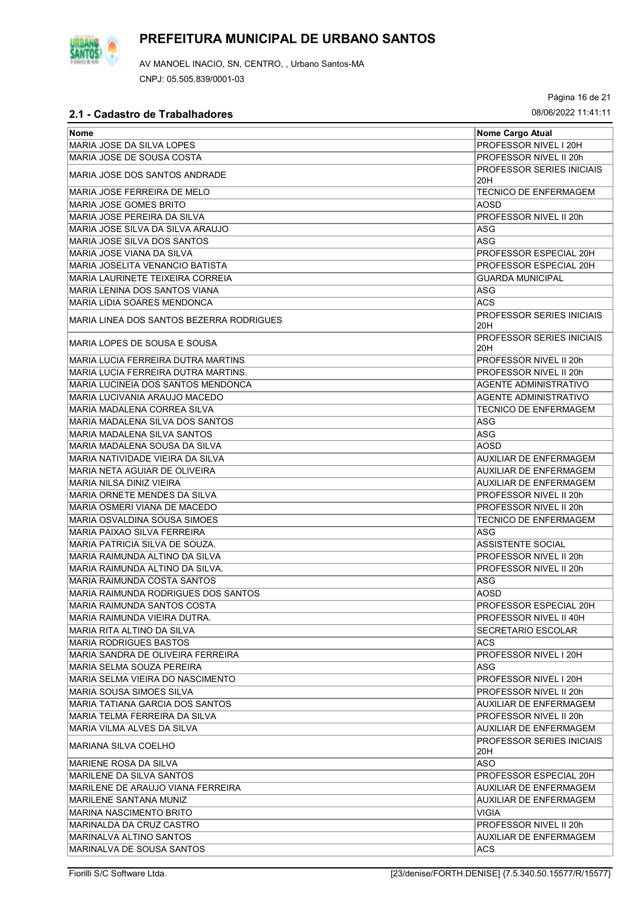# PREFEITURA MUNICIPAL DE URBANO SANTOS

AV MANOEL INACIO, SN, CENTRO, , Urbano Santos-MA

CNPJ: 05.505.839/0001-03

08/06/2022 11:41:11

## 2.1 - Cadastro de Trabalhadores

| Nome | Nome Cargo Atual |
|---|---|
| MARIA JOSE DA SILVA LOPES | PROFESSOR NIVEL I 20H |
| MARIA JOSE DE SOUSA COSTA | PROFESSOR NIVEL II 20h |
| MARIA JOSE DOS SANTOS ANDRADE | PROFESSOR SERIES INICIAIS 20H |
| MARIA JOSE FERREIRA DE MELO | TECNICO DE ENFERMAGEM |
| MARIA JOSE GOMES BRITO | AOSD |
| MARIA JOSE PEREIRA DA SILVA | PROFESSOR NIVEL II 20h |
| MARIA JOSE SILVA DA SILVA ARAUJO | ASG |
| MARIA JOSE SILVA DOS SANTOS | ASG |
| MARIA JOSE VIANA DA SILVA | PROFESSOR ESPECIAL 20H |
| MARIA JOSELITA VENANCIO BATISTA | PROFESSOR ESPECIAL 20H |
| MARIA LAURINETE TEIXEIRA CORREIA | GUARDA MUNICIPAL |
| MARIA LENINA DOS SANTOS VIANA | ASG |
| MARIA LIDIA SOARES MENDONCA | ACS |
| MARIA LINEA DOS SANTOS BEZERRA RODRIGUES | PROFESSOR SERIES INICIAIS 20H |
| MARIA LOPES DE SOUSA E SOUSA | PROFESSOR SERIES INICIAIS 20H |
| MARIA LUCIA FERREIRA DUTRA MARTINS | PROFESSOR NIVEL II 20h |
| MARIA LUCIA FERREIRA DUTRA MARTINS. | PROFESSOR NIVEL II 20h |
| MARIA LUCINEIA DOS SANTOS MENDONCA | AGENTE ADMINISTRATIVO |
| MARIA LUCIVANIA ARAUJO MACEDO | AGENTE ADMINISTRATIVO |
| MARIA MADALENA CORREA SILVA | TECNICO DE ENFERMAGEM |
| MARIA MADALENA SILVA DOS SANTOS | ASG |
| MARIA MADALENA SILVA SANTOS | ASG |
| MARIA MADALENA SOUSA DA SILVA | AOSD |
| MARIA NATIVIDADE VIEIRA DA SILVA | AUXILIAR DE ENFERMAGEM |
| MARIA NETA AGUIAR DE OLIVEIRA | AUXILIAR DE ENFERMAGEM |
| MARIA NILSA DINIZ VIEIRA | AUXILIAR DE ENFERMAGEM |
| MARIA ORNETE MENDES DA SILVA | PROFESSOR NIVEL II 20h |
| MARIA OSMERI VIANA DE MACEDO | PROFESSOR NIVEL II 20h |
| MARIA OSVALDINA SOUSA SIMOES | TECNICO DE ENFERMAGEM |
| MARIA PAIXAO SILVA FERREIRA | ASG |
| MARIA PATRICIA SILVA DE SOUZA. | ASSISTENTE SOCIAL |
| MARIA RAIMUNDA ALTINO DA SILVA | PROFESSOR NIVEL II 20h |
| MARIA RAIMUNDA ALTINO DA SILVA. | PROFESSOR NIVEL II 20h |
| MARIA RAIMUNDA COSTA SANTOS | ASG |
| MARIA RAIMUNDA RODRIGUES DOS SANTOS | AOSD |
| MARIA RAIMUNDA SANTOS COSTA | PROFESSOR ESPECIAL 20H |
| MARIA RAIMUNDA VIEIRA DUTRA. | PROFESSOR NIVEL II 40H |
| MARIA RITA ALTINO DA SILVA | SECRETARIO ESCOLAR |
| MARIA RODRIGUES BASTOS | ACS |
| MARIA SANDRA DE OLIVEIRA FERREIRA | PROFESSOR NIVEL I 20H |
| MARIA SELMA SOUZA PEREIRA | ASG |
| MARIA SELMA VIEIRA DO NASCIMENTO | PROFESSOR NIVEL I 20H |
| MARIA SOUSA SIMOES SILVA | PROFESSOR NIVEL II 20h |
| MARIA TATIANA GARCIA DOS SANTOS | AUXILIAR DE ENFERMAGEM |
| MARIA TELMA FERREIRA DA SILVA | PROFESSOR NIVEL II 20h |
| MARIA VILMA ALVES DA SILVA | AUXILIAR DE ENFERMAGEM |
| MARIANA SILVA COELHO | PROFESSOR SERIES INICIAIS 20H |
| MARIENE ROSA DA SILVA | ASO |
| MARILENE DA SILVA SANTOS | PROFESSOR ESPECIAL 20H |
| MARILENE DE ARAUJO VIANA FERREIRA | AUXILIAR DE ENFERMAGEM |
| MARILENE SANTANA MUNIZ | AUXILIAR DE ENFERMAGEM |
| MARINA NASCIMENTO BRITO | VIGIA |
| MARINALDA DA CRUZ CASTRO | PROFESSOR NIVEL II 20h |
| MARINALVA ALTINO SANTOS | AUXILIAR DE ENFERMAGEM |
| MARINALVA DE SOUSA SANTOS | ACS |

Fiorilli S/C Software Ltda. [23/denise/FORTH.DENISE] {7.5.340.50.15577/R/15577}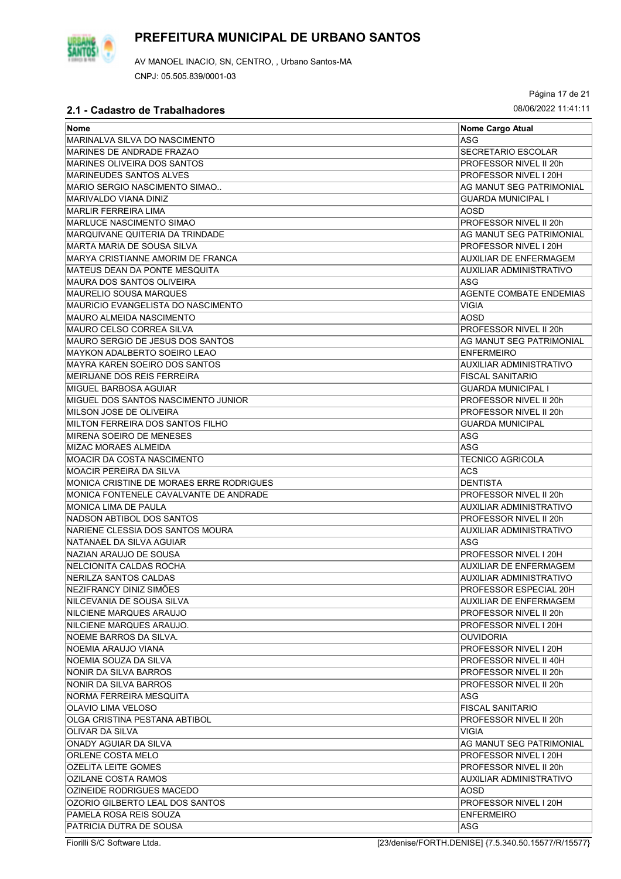# PREFEITURA MUNICIPAL DE URBANO SANTOS

AV MANOEL INACIO, SN, CENTRO, , Urbano Santos-MA

CNPJ: 05.505.839/0001-03

## 2.1 - Cadastro de Trabalhadores

08/06/2022 11:41:11

| Nome | Nome Cargo Atual |
|---|---|
| MARINALVA SILVA DO NASCIMENTO | ASG |
| MARINES DE ANDRADE FRAZAO | SECRETARIO ESCOLAR |
| MARINES OLIVEIRA DOS SANTOS | PROFESSOR NIVEL II 20h |
| MARINEUDES SANTOS ALVES | PROFESSOR NIVEL I 20H |
| MARIO SERGIO NASCIMENTO SIMAO.. | AG MANUT SEG PATRIMONIAL |
| MARIVALDO VIANA DINIZ | GUARDA MUNICIPAL I |
| MARLIR FERREIRA LIMA | AOSD |
| MARLUCE NASCIMENTO SIMAO | PROFESSOR NIVEL II 20h |
| MARQUIVANE QUITERIA DA TRINDADE | AG MANUT SEG PATRIMONIAL |
| MARTA MARIA DE SOUSA SILVA | PROFESSOR NIVEL I 20H |
| MARYA CRISTIANNE AMORIM DE FRANCA | AUXILIAR DE ENFERMAGEM |
| MATEUS DEAN DA PONTE MESQUITA | AUXILIAR ADMINISTRATIVO |
| MAURA DOS SANTOS OLIVEIRA | ASG |
| MAURELIO SOUSA MARQUES | AGENTE COMBATE ENDEMIAS |
| MAURICIO EVANGELISTA DO NASCIMENTO | VIGIA |
| MAURO ALMEIDA NASCIMENTO | AOSD |
| MAURO CELSO CORREA SILVA | PROFESSOR NIVEL II 20h |
| MAURO SERGIO DE JESUS DOS SANTOS | AG MANUT SEG PATRIMONIAL |
| MAYKON ADALBERTO SOEIRO LEAO | ENFERMEIRO |
| MAYRA KAREN SOEIRO DOS SANTOS | AUXILIAR ADMINISTRATIVO |
| MEIRIJANE DOS REIS FERREIRA | FISCAL SANITARIO |
| MIGUEL BARBOSA AGUIAR | GUARDA MUNICIPAL I |
| MIGUEL DOS SANTOS NASCIMENTO JUNIOR | PROFESSOR NIVEL II 20h |
| MILSON JOSE DE OLIVEIRA | PROFESSOR NIVEL II 20h |
| MILTON FERREIRA DOS SANTOS FILHO | GUARDA MUNICIPAL |
| MIRENA SOEIRO DE MENESES | ASG |
| MIZAC MORAES ALMEIDA | ASG |
| MOACIR DA COSTA NASCIMENTO | TECNICO AGRICOLA |
| MOACIR PEREIRA DA SILVA | ACS |
| MONICA CRISTINE DE MORAES ERRE RODRIGUES | DENTISTA |
| MONICA FONTENELE CAVALVANTE DE ANDRADE | PROFESSOR NIVEL II 20h |
| MONICA LIMA DE PAULA | AUXILIAR ADMINISTRATIVO |
| NADSON ABTIBOL DOS SANTOS | PROFESSOR NIVEL II 20h |
| NARIENE CLESSIA DOS SANTOS MOURA | AUXILIAR ADMINISTRATIVO |
| NATANAEL DA SILVA AGUIAR | ASG |
| NAZIAN ARAUJO DE SOUSA | PROFESSOR NIVEL I 20H |
| NELCIONITA CALDAS ROCHA | AUXILIAR DE ENFERMAGEM |
| NERILZA SANTOS CALDAS | AUXILIAR ADMINISTRATIVO |
| NEZIFRANCY DINIZ SIMÕES | PROFESSOR ESPECIAL 20H |
| NILCEVANIA DE SOUSA SILVA | AUXILIAR DE ENFERMAGEM |
| NILCIENE MARQUES ARAUJO | PROFESSOR NIVEL II 20h |
| NILCIENE MARQUES ARAUJO. | PROFESSOR NIVEL I 20H |
| NOEME BARROS DA SILVA. | OUVIDORIA |
| NOEMIA ARAUJO VIANA | PROFESSOR NIVEL I 20H |
| NOEMIA SOUZA DA SILVA | PROFESSOR NIVEL II 40H |
| NONIR DA SILVA BARROS | PROFESSOR NIVEL II 20h |
| NONIR DA SILVA BARROS | PROFESSOR NIVEL II 20h |
| NORMA FERREIRA MESQUITA | ASG |
| OLAVIO LIMA VELOSO | FISCAL SANITARIO |
| OLGA CRISTINA PESTANA ABTIBOL | PROFESSOR NIVEL II 20h |
| OLIVAR DA SILVA | VIGIA |
| ONADY AGUIAR DA SILVA | AG MANUT SEG PATRIMONIAL |
| ORLENE COSTA MELO | PROFESSOR NIVEL I 20H |
| OZELITA LEITE GOMES | PROFESSOR NIVEL II 20h |
| OZILANE COSTA RAMOS | AUXILIAR ADMINISTRATIVO |
| OZINEIDE RODRIGUES MACEDO | AOSD |
| OZORIO GILBERTO LEAL DOS SANTOS | PROFESSOR NIVEL I 20H |
| PAMELA ROSA REIS SOUZA | ENFERMEIRO |
| PATRICIA DUTRA DE SOUSA | ASG |

Fiorilli S/C Software Ltda. [23/denise/FORTH.DENISE] {7.5.340.50.15577/R/15577}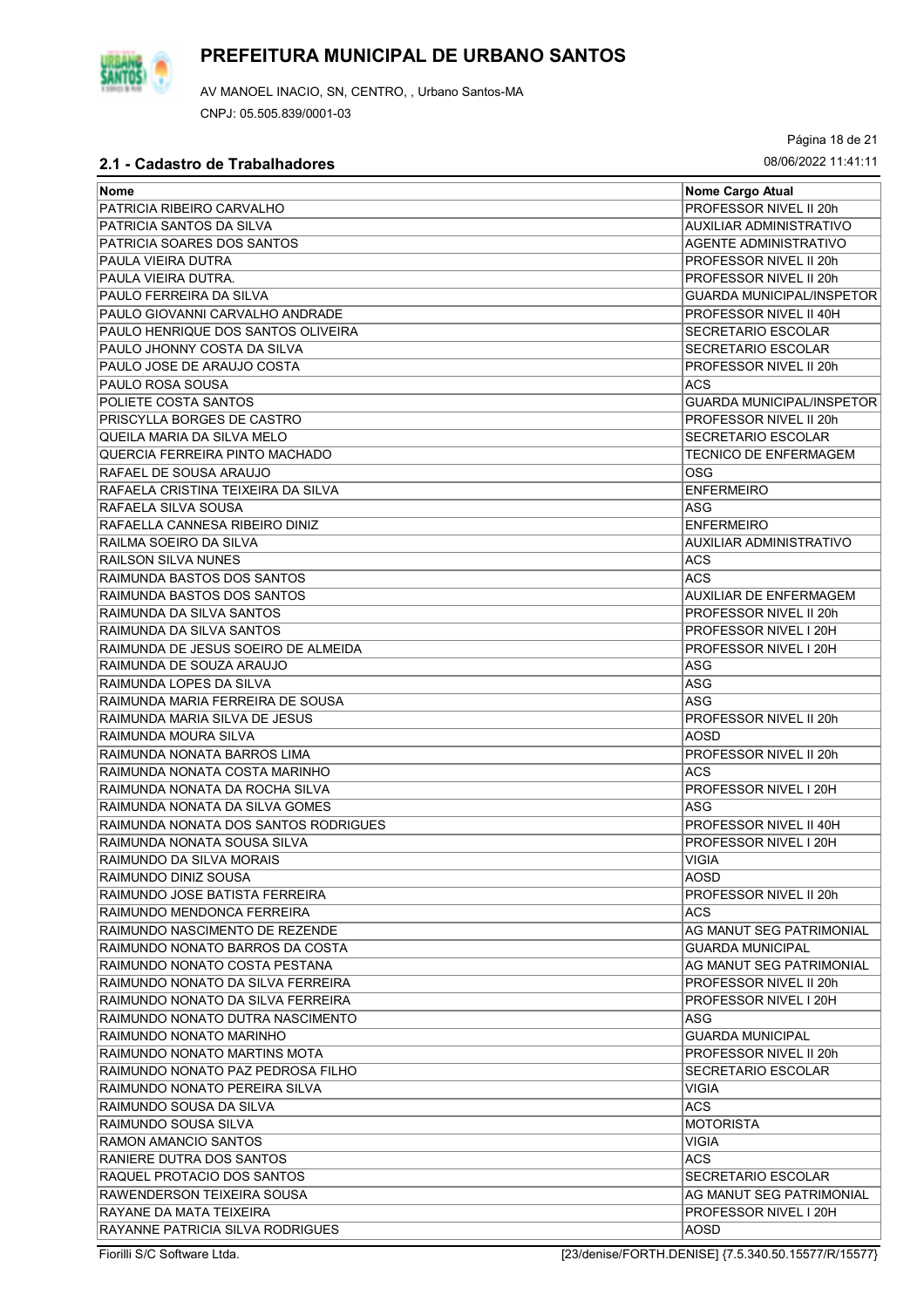# PREFEITURA MUNICIPAL DE URBANO SANTOS

AV MANOEL INACIO, SN, CENTRO, , Urbano Santos-MA

CNPJ: 05.505.839/0001-03

08/06/2022 11:41:11

## 2.1 - Cadastro de Trabalhadores

| Nome | Nome Cargo Atual |
|---|---|
| PATRICIA RIBEIRO CARVALHO | PROFESSOR NIVEL II 20h |
| PATRICIA SANTOS DA SILVA | AUXILIAR ADMINISTRATIVO |
| PATRICIA SOARES DOS SANTOS | AGENTE ADMINISTRATIVO |
| PAULA VIEIRA DUTRA | PROFESSOR NIVEL II 20h |
| PAULA VIEIRA DUTRA. | PROFESSOR NIVEL II 20h |
| PAULO FERREIRA DA SILVA | GUARDA MUNICIPAL/INSPETOR |
| PAULO GIOVANNI CARVALHO ANDRADE | PROFESSOR NIVEL II 40H |
| PAULO HENRIQUE DOS SANTOS OLIVEIRA | SECRETARIO ESCOLAR |
| PAULO JHONNY COSTA DA SILVA | SECRETARIO ESCOLAR |
| PAULO JOSE DE ARAUJO COSTA | PROFESSOR NIVEL II 20h |
| PAULO ROSA SOUSA | ACS |
| POLIETE COSTA SANTOS | GUARDA MUNICIPAL/INSPETOR |
| PRISCYLLA BORGES DE CASTRO | PROFESSOR NIVEL II 20h |
| QUEILA MARIA DA SILVA MELO | SECRETARIO ESCOLAR |
| QUERCIA FERREIRA PINTO MACHADO | TECNICO DE ENFERMAGEM |
| RAFAEL DE SOUSA ARAUJO | OSG |
| RAFAELA CRISTINA TEIXEIRA DA SILVA | ENFERMEIRO |
| RAFAELA SILVA SOUSA | ASG |
| RAFAELLA CANNESA RIBEIRO DINIZ | ENFERMEIRO |
| RAILMA SOEIRO DA SILVA | AUXILIAR ADMINISTRATIVO |
| RAILSON SILVA NUNES | ACS |
| RAIMUNDA BASTOS DOS SANTOS | ACS |
| RAIMUNDA BASTOS DOS SANTOS | AUXILIAR DE ENFERMAGEM |
| RAIMUNDA DA SILVA SANTOS | PROFESSOR NIVEL II 20h |
| RAIMUNDA DA SILVA SANTOS | PROFESSOR NIVEL I 20H |
| RAIMUNDA DE JESUS SOEIRO DE ALMEIDA | PROFESSOR NIVEL I 20H |
| RAIMUNDA DE SOUZA ARAUJO | ASG |
| RAIMUNDA LOPES DA SILVA | ASG |
| RAIMUNDA MARIA FERREIRA DE SOUSA | ASG |
| RAIMUNDA MARIA SILVA DE JESUS | PROFESSOR NIVEL II 20h |
| RAIMUNDA MOURA SILVA | AOSD |
| RAIMUNDA NONATA BARROS LIMA | PROFESSOR NIVEL II 20h |
| RAIMUNDA NONATA COSTA MARINHO | ACS |
| RAIMUNDA NONATA DA ROCHA SILVA | PROFESSOR NIVEL I 20H |
| RAIMUNDA NONATA DA SILVA GOMES | ASG |
| RAIMUNDA NONATA DOS SANTOS RODRIGUES | PROFESSOR NIVEL II 40H |
| RAIMUNDA NONATA SOUSA SILVA | PROFESSOR NIVEL I 20H |
| RAIMUNDO DA SILVA MORAIS | VIGIA |
| RAIMUNDO DINIZ SOUSA | AOSD |
| RAIMUNDO JOSE BATISTA FERREIRA | PROFESSOR NIVEL II 20h |
| RAIMUNDO MENDONCA FERREIRA | ACS |
| RAIMUNDO NASCIMENTO DE REZENDE | AG MANUT SEG PATRIMONIAL |
| RAIMUNDO NONATO BARROS DA COSTA | GUARDA MUNICIPAL |
| RAIMUNDO NONATO COSTA PESTANA | AG MANUT SEG PATRIMONIAL |
| RAIMUNDO NONATO DA SILVA FERREIRA | PROFESSOR NIVEL II 20h |
| RAIMUNDO NONATO DA SILVA FERREIRA | PROFESSOR NIVEL I 20H |
| RAIMUNDO NONATO DUTRA NASCIMENTO | ASG |
| RAIMUNDO NONATO MARINHO | GUARDA MUNICIPAL |
| RAIMUNDO NONATO MARTINS MOTA | PROFESSOR NIVEL II 20h |
| RAIMUNDO NONATO PAZ PEDROSA FILHO | SECRETARIO ESCOLAR |
| RAIMUNDO NONATO PEREIRA SILVA | VIGIA |
| RAIMUNDO SOUSA DA SILVA | ACS |
| RAIMUNDO SOUSA SILVA | MOTORISTA |
| RAMON AMANCIO SANTOS | VIGIA |
| RANIERE DUTRA DOS SANTOS | ACS |
| RAQUEL PROTACIO DOS SANTOS | SECRETARIO ESCOLAR |
| RAWENDERSON TEIXEIRA SOUSA | AG MANUT SEG PATRIMONIAL |
| RAYANE DA MATA TEIXEIRA | PROFESSOR NIVEL I 20H |
| RAYANNE PATRICIA SILVA RODRIGUES | AOSD |

Fiorilli S/C Software Ltda. [23/denise/FORTH.DENISE] {7.5.340.50.15577/R/15577}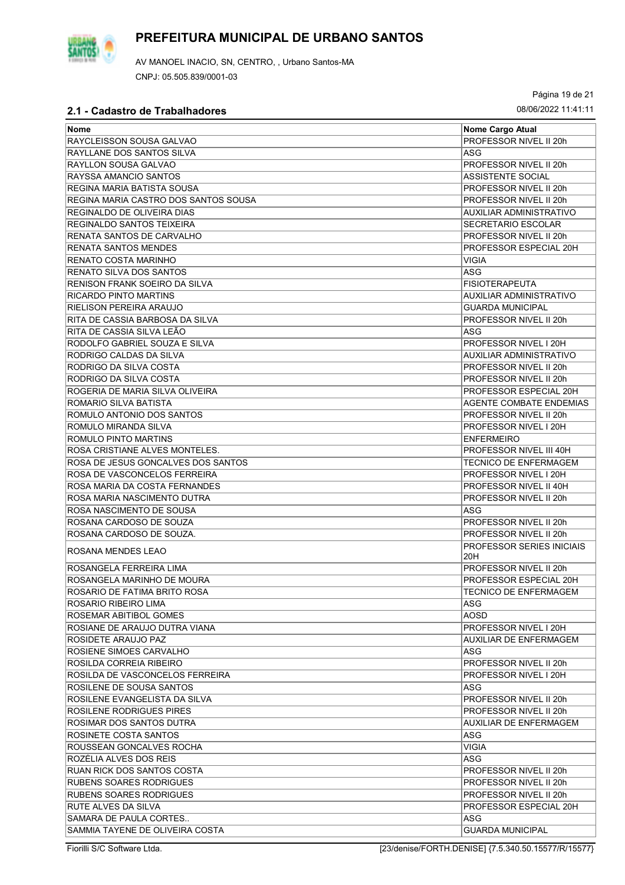# PREFEITURA MUNICIPAL DE URBANO SANTOS

AV MANOEL INACIO, SN, CENTRO, , Urbano Santos-MA

CNPJ: 05.505.839/0001-03

08/06/2022 11:41:11

## 2.1 - Cadastro de Trabalhadores

| Nome | Nome Cargo Atual |
|---|---|
| RAYCLEISSON SOUSA GALVAO | PROFESSOR NIVEL II 20h |
| RAYLLANE DOS SANTOS SILVA | ASG |
| RAYLLON SOUSA GALVAO | PROFESSOR NIVEL II 20h |
| RAYSSA AMANCIO SANTOS | ASSISTENTE SOCIAL |
| REGINA MARIA BATISTA SOUSA | PROFESSOR NIVEL II 20h |
| REGINA MARIA CASTRO DOS SANTOS SOUSA | PROFESSOR NIVEL II 20h |
| REGINALDO DE OLIVEIRA DIAS | AUXILIAR ADMINISTRATIVO |
| REGINALDO SANTOS TEIXEIRA | SECRETARIO ESCOLAR |
| RENATA SANTOS DE CARVALHO | PROFESSOR NIVEL II 20h |
| RENATA SANTOS MENDES | PROFESSOR ESPECIAL 20H |
| RENATO COSTA MARINHO | VIGIA |
| RENATO SILVA DOS SANTOS | ASG |
| RENISON FRANK SOEIRO DA SILVA | FISIOTERAPEUTA |
| RICARDO PINTO MARTINS | AUXILIAR ADMINISTRATIVO |
| RIELISON PEREIRA ARAUJO | GUARDA MUNICIPAL |
| RITA DE CASSIA BARBOSA DA SILVA | PROFESSOR NIVEL II 20h |
| RITA DE CASSIA SILVA LEÃO | ASG |
| RODOLFO GABRIEL SOUZA E SILVA | PROFESSOR NIVEL I 20H |
| RODRIGO CALDAS DA SILVA | AUXILIAR ADMINISTRATIVO |
| RODRIGO DA SILVA COSTA | PROFESSOR NIVEL II 20h |
| RODRIGO DA SILVA COSTA | PROFESSOR NIVEL II 20h |
| ROGERIA DE MARIA SILVA OLIVEIRA | PROFESSOR ESPECIAL 20H |
| ROMARIO SILVA BATISTA | AGENTE COMBATE ENDEMIAS |
| ROMULO ANTONIO DOS SANTOS | PROFESSOR NIVEL II 20h |
| ROMULO MIRANDA SILVA | PROFESSOR NIVEL I 20H |
| ROMULO PINTO MARTINS | ENFERMEIRO |
| ROSA CRISTIANE ALVES MONTELES. | PROFESSOR NIVEL III 40H |
| ROSA DE JESUS GONCALVES DOS SANTOS | TECNICO DE ENFERMAGEM |
| ROSA DE VASCONCELOS FERREIRA | PROFESSOR NIVEL I 20H |
| ROSA MARIA DA COSTA FERNANDES | PROFESSOR NIVEL II 40H |
| ROSA MARIA NASCIMENTO DUTRA | PROFESSOR NIVEL II 20h |
| ROSA NASCIMENTO DE SOUSA | ASG |
| ROSANA CARDOSO DE SOUZA | PROFESSOR NIVEL II 20h |
| ROSANA CARDOSO DE SOUZA. | PROFESSOR NIVEL II 20h |
| ROSANA MENDES LEAO | PROFESSOR SERIES INICIAIS 20H |
| ROSANGELA FERREIRA LIMA | PROFESSOR NIVEL II 20h |
| ROSANGELA MARINHO DE MOURA | PROFESSOR ESPECIAL 20H |
| ROSARIO DE FATIMA BRITO ROSA | TECNICO DE ENFERMAGEM |
| ROSARIO RIBEIRO LIMA | ASG |
| ROSEMAR ABITIBOL GOMES | AOSD |
| ROSIANE DE ARAUJO DUTRA VIANA | PROFESSOR NIVEL I 20H |
| ROSIDETE ARAUJO PAZ | AUXILIAR DE ENFERMAGEM |
| ROSIENE SIMOES CARVALHO | ASG |
| ROSILDA CORREIA RIBEIRO | PROFESSOR NIVEL II 20h |
| ROSILDA DE VASCONCELOS FERREIRA | PROFESSOR NIVEL I 20H |
| ROSILENE DE SOUSA SANTOS | ASG |
| ROSILENE EVANGELISTA DA SILVA | PROFESSOR NIVEL II 20h |
| ROSILENE RODRIGUES PIRES | PROFESSOR NIVEL II 20h |
| ROSIMAR DOS SANTOS DUTRA | AUXILIAR DE ENFERMAGEM |
| ROSINETE COSTA SANTOS | ASG |
| ROUSSEAN GONCALVES ROCHA | VIGIA |
| ROZÉLIA ALVES DOS REIS | ASG |
| RUAN RICK DOS SANTOS COSTA | PROFESSOR NIVEL II 20h |
| RUBENS SOARES RODRIGUES | PROFESSOR NIVEL II 20h |
| RUBENS SOARES RODRIGUES | PROFESSOR NIVEL II 20h |
| RUTE ALVES DA SILVA | PROFESSOR ESPECIAL 20H |
| SAMARA DE PAULA CORTES.. | ASG |
| SAMMIA TAYENE DE OLIVEIRA COSTA | GUARDA MUNICIPAL |

Fiorilli S/C Software Ltda. [23/denise/FORTH.DENISE] {7.5.340.50.15577/R/15577}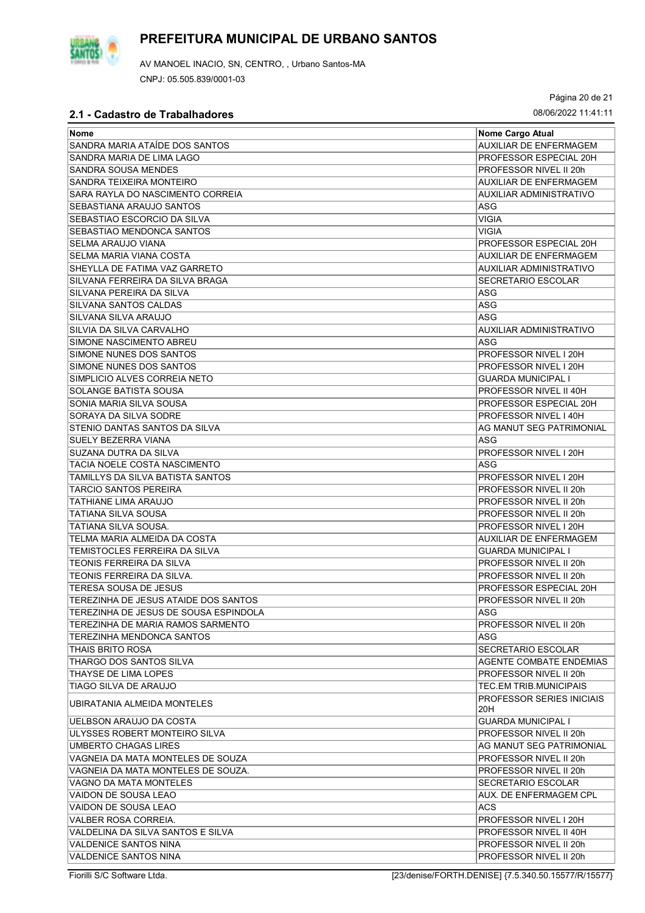# PREFEITURA MUNICIPAL DE URBANO SANTOS

AV MANOEL INACIO, SN, CENTRO, , Urbano Santos-MA

CNPJ: 05.505.839/0001-03

## 2.1 - Cadastro de Trabalhadores

08/06/2022 11:41:11

| Nome | Nome Cargo Atual |
|---|---|
| SANDRA MARIA ATAÍDE DOS SANTOS | AUXILIAR DE ENFERMAGEM |
| SANDRA MARIA DE LIMA LAGO | PROFESSOR ESPECIAL 20H |
| SANDRA SOUSA MENDES | PROFESSOR NIVEL II 20h |
| SANDRA TEIXEIRA MONTEIRO | AUXILIAR DE ENFERMAGEM |
| SARA RAYLA DO NASCIMENTO CORREIA | AUXILIAR ADMINISTRATIVO |
| SEBASTIANA ARAUJO SANTOS | ASG |
| SEBASTIAO ESCORCIO DA SILVA | VIGIA |
| SEBASTIAO MENDONCA SANTOS | VIGIA |
| SELMA ARAUJO VIANA | PROFESSOR ESPECIAL 20H |
| SELMA MARIA VIANA COSTA | AUXILIAR DE ENFERMAGEM |
| SHEYLLA DE FATIMA VAZ GARRETO | AUXILIAR ADMINISTRATIVO |
| SILVANA FERREIRA DA SILVA BRAGA | SECRETARIO ESCOLAR |
| SILVANA PEREIRA DA SILVA | ASG |
| SILVANA SANTOS CALDAS | ASG |
| SILVANA SILVA ARAUJO | ASG |
| SILVIA DA SILVA CARVALHO | AUXILIAR ADMINISTRATIVO |
| SIMONE NASCIMENTO ABREU | ASG |
| SIMONE NUNES DOS SANTOS | PROFESSOR NIVEL I 20H |
| SIMONE NUNES DOS SANTOS | PROFESSOR NIVEL I 20H |
| SIMPLICIO ALVES CORREIA NETO | GUARDA MUNICIPAL I |
| SOLANGE BATISTA SOUSA | PROFESSOR NIVEL II 40H |
| SONIA MARIA SILVA SOUSA | PROFESSOR ESPECIAL 20H |
| SORAYA DA SILVA SODRE | PROFESSOR NIVEL I 40H |
| STENIO DANTAS SANTOS DA SILVA | AG MANUT SEG PATRIMONIAL |
| SUELY BEZERRA VIANA | ASG |
| SUZANA DUTRA DA SILVA | PROFESSOR NIVEL I 20H |
| TACIA NOELE COSTA NASCIMENTO | ASG |
| TAMILLYS DA SILVA BATISTA SANTOS | PROFESSOR NIVEL I 20H |
| TARCIO SANTOS PEREIRA | PROFESSOR NIVEL II 20h |
| TATHIANE LIMA ARAUJO | PROFESSOR NIVEL II 20h |
| TATIANA SILVA SOUSA | PROFESSOR NIVEL II 20h |
| TATIANA SILVA SOUSA. | PROFESSOR NIVEL I 20H |
| TELMA MARIA ALMEIDA DA COSTA | AUXILIAR DE ENFERMAGEM |
| TEMISTOCLES FERREIRA DA SILVA | GUARDA MUNICIPAL I |
| TEONIS FERREIRA DA SILVA | PROFESSOR NIVEL II 20h |
| TEONIS FERREIRA DA SILVA. | PROFESSOR NIVEL II 20h |
| TERESA SOUSA DE JESUS | PROFESSOR ESPECIAL 20H |
| TEREZINHA DE JESUS ATAIDE DOS SANTOS | PROFESSOR NIVEL II 20h |
| TEREZINHA DE JESUS DE SOUSA ESPINDOLA | ASG |
| TEREZINHA DE MARIA RAMOS SARMENTO | PROFESSOR NIVEL II 20h |
| TEREZINHA MENDONCA SANTOS | ASG |
| THAIS BRITO ROSA | SECRETARIO ESCOLAR |
| THARGO DOS SANTOS SILVA | AGENTE COMBATE ENDEMIAS |
| THAYSE DE LIMA LOPES | PROFESSOR NIVEL II 20h |
| TIAGO SILVA DE ARAUJO | TEC.EM TRIB.MUNICIPAIS |
| UBIRATANIA ALMEIDA MONTELES | PROFESSOR SERIES INICIAIS 20H |
| UELBSON ARAUJO DA COSTA | GUARDA MUNICIPAL I |
| ULYSSES ROBERT MONTEIRO SILVA | PROFESSOR NIVEL II 20h |
| UMBERTO CHAGAS LIRES | AG MANUT SEG PATRIMONIAL |
| VAGNEIA DA MATA MONTELES DE SOUZA | PROFESSOR NIVEL II 20h |
| VAGNEIA DA MATA MONTELES DE SOUZA. | PROFESSOR NIVEL II 20h |
| VAGNO DA MATA MONTELES | SECRETARIO ESCOLAR |
| VAIDON DE SOUSA LEAO | AUX. DE ENFERMAGEM CPL |
| VAIDON DE SOUSA LEAO | ACS |
| VALBER ROSA CORREIA. | PROFESSOR NIVEL I 20H |
| VALDELINA DA SILVA SANTOS E SILVA | PROFESSOR NIVEL II 40H |
| VALDENICE SANTOS NINA | PROFESSOR NIVEL II 20h |
| VALDENICE SANTOS NINA | PROFESSOR NIVEL II 20h |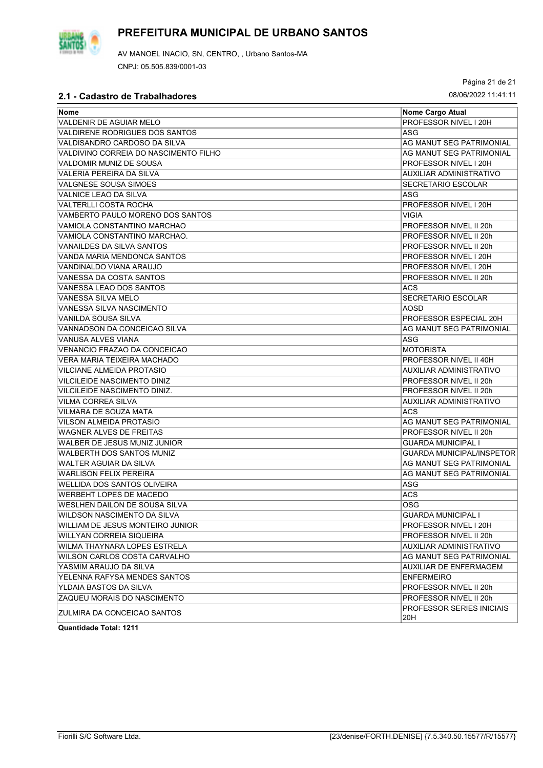# PREFEITURA MUNICIPAL DE URBANO SANTOS

AV MANOEL INACIO, SN, CENTRO, , Urbano Santos-MA

CNPJ: 05.505.839/0001-03

08/06/2022 11:41:11

## 2.1 - Cadastro de Trabalhadores

| Nome | Nome Cargo Atual |
|---|---|
| VALDENIR DE AGUIAR MELO | PROFESSOR NIVEL I 20H |
| VALDIRENE RODRIGUES DOS SANTOS | ASG |
| VALDISANDRO CARDOSO DA SILVA | AG MANUT SEG PATRIMONIAL |
| VALDIVINO CORREIA DO NASCIMENTO FILHO | AG MANUT SEG PATRIMONIAL |
| VALDOMIR MUNIZ DE SOUSA | PROFESSOR NIVEL I 20H |
| VALERIA PEREIRA DA SILVA | AUXILIAR ADMINISTRATIVO |
| VALGNESE SOUSA SIMOES | SECRETARIO ESCOLAR |
| VALNICE LEAO DA SILVA | ASG |
| VALTERLLI COSTA ROCHA | PROFESSOR NIVEL I 20H |
| VAMBERTO PAULO MORENO DOS SANTOS | VIGIA |
| VAMIOLA CONSTANTINO MARCHAO | PROFESSOR NIVEL II 20h |
| VAMIOLA CONSTANTINO MARCHAO. | PROFESSOR NIVEL II 20h |
| VANAILDES DA SILVA SANTOS | PROFESSOR NIVEL II 20h |
| VANDA MARIA MENDONCA SANTOS | PROFESSOR NIVEL I 20H |
| VANDINALDO VIANA ARAUJO | PROFESSOR NIVEL I 20H |
| VANESSA DA COSTA SANTOS | PROFESSOR NIVEL II 20h |
| VANESSA LEAO DOS SANTOS | ACS |
| VANESSA SILVA MELO | SECRETARIO ESCOLAR |
| VANESSA SILVA NASCIMENTO | AOSD |
| VANILDA SOUSA SILVA | PROFESSOR ESPECIAL 20H |
| VANNADSON DA CONCEICAO SILVA | AG MANUT SEG PATRIMONIAL |
| VANUSA ALVES VIANA | ASG |
| VENANCIO FRAZAO DA CONCEICAO | MOTORISTA |
| VERA MARIA TEIXEIRA MACHADO | PROFESSOR NIVEL II 40H |
| VILCIANE ALMEIDA PROTASIO | AUXILIAR ADMINISTRATIVO |
| VILCILEIDE NASCIMENTO DINIZ | PROFESSOR NIVEL II 20h |
| VILCILEIDE NASCIMENTO DINIZ. | PROFESSOR NIVEL II 20h |
| VILMA CORREA SILVA | AUXILIAR ADMINISTRATIVO |
| VILMARA DE SOUZA MATA | ACS |
| VILSON ALMEIDA PROTASIO | AG MANUT SEG PATRIMONIAL |
| WAGNER ALVES DE FREITAS | PROFESSOR NIVEL II 20h |
| WALBER DE JESUS MUNIZ JUNIOR | GUARDA MUNICIPAL I |
| WALBERTH DOS SANTOS MUNIZ | GUARDA MUNICIPAL/INSPETOR |
| WALTER AGUIAR DA SILVA | AG MANUT SEG PATRIMONIAL |
| WARLISON FELIX PEREIRA | AG MANUT SEG PATRIMONIAL |
| WELLIDA DOS SANTOS OLIVEIRA | ASG |
| WERBEHT LOPES DE MACEDO | ACS |
| WESLHEN DAILON DE SOUSA SILVA | OSG |
| WILDSON NASCIMENTO DA SILVA | GUARDA MUNICIPAL I |
| WILLIAM DE JESUS MONTEIRO JUNIOR | PROFESSOR NIVEL I 20H |
| WILLYAN CORREIA SIQUEIRA | PROFESSOR NIVEL II 20h |
| WILMA THAYNARA LOPES ESTRELA | AUXILIAR ADMINISTRATIVO |
| WILSON CARLOS COSTA CARVALHO | AG MANUT SEG PATRIMONIAL |
| YASMIM ARAUJO DA SILVA | AUXILIAR DE ENFERMAGEM |
| YELENNA RAFYSA MENDES SANTOS | ENFERMEIRO |
| YLDAIA BASTOS DA SILVA | PROFESSOR NIVEL II 20h |
| ZAQUEU MORAIS DO NASCIMENTO | PROFESSOR NIVEL II 20h |
| ZULMIRA DA CONCEICAO SANTOS | PROFESSOR SERIES INICIAIS 20H |

**Quantidade Total: 1211**